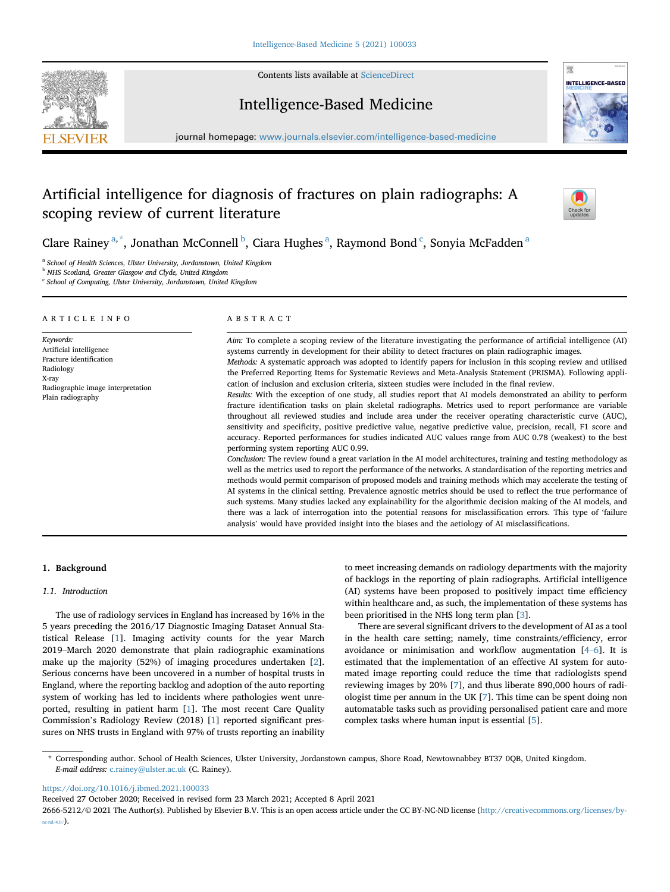Contents lists available at ScienceDirect

# Intelligence-Based Medicine

journal homepage: www.journals.elsevier.com/intelligence-based-medicine

# Artificial intelligence for diagnosis of fractures on plain radiographs: A scoping review of current literature

Clare Rainey [a,*], Jonathan McConnell [b], Ciara Hughes [a], Raymond Bond [c], Sonyia McFadden [a]

[a] School of Health Sciences, Ulster University, Jordanstown, United Kingdom
[b] NHS Scotland, Greater Glasgow and Clyde, United Kingdom
[c] School of Computing, Ulster University, Jordanstown, United Kingdom

## ARTICLE INFO

*Keywords:*
Artificial intelligence
Fracture identification
Radiology
X-ray
Radiographic image interpretation
Plain radiography

## ABSTRACT

*Aim:* To complete a scoping review of the literature investigating the performance of artificial intelligence (AI) systems currently in development for their ability to detect fractures on plain radiographic images.

*Methods:* A systematic approach was adopted to identify papers for inclusion in this scoping review and utilised the Preferred Reporting Items for Systematic Reviews and Meta-Analysis Statement (PRISMA). Following application of inclusion and exclusion criteria, sixteen studies were included in the final review.

*Results:* With the exception of one study, all studies report that AI models demonstrated an ability to perform fracture identification tasks on plain skeletal radiographs. Metrics used to report performance are variable throughout all reviewed studies and include area under the receiver operating characteristic curve (AUC), sensitivity and specificity, positive predictive value, negative predictive value, precision, recall, F1 score and accuracy. Reported performances for studies indicated AUC values range from AUC 0.78 (weakest) to the best performing system reporting AUC 0.99.

*Conclusion:* The review found a great variation in the AI model architectures, training and testing methodology as well as the metrics used to report the performance of the networks. A standardisation of the reporting metrics and methods would permit comparison of proposed models and training methods which may accelerate the testing of AI systems in the clinical setting. Prevalence agnostic metrics should be used to reflect the true performance of such systems. Many studies lacked any explainability for the algorithmic decision making of the AI models, and there was a lack of interrogation into the potential reasons for misclassification errors. This type of 'failure analysis' would have provided insight into the biases and the aetiology of AI misclassifications.

## 1. Background

### 1.1. Introduction

The use of radiology services in England has increased by 16% in the 5 years preceding the 2016/17 Diagnostic Imaging Dataset Annual Statistical Release [1]. Imaging activity counts for the year March 2019–March 2020 demonstrate that plain radiographic examinations make up the majority (52%) of imaging procedures undertaken [2]. Serious concerns have been uncovered in a number of hospital trusts in England, where the reporting backlog and adoption of the auto reporting system of working has led to incidents where pathologies went unreported, resulting in patient harm [1]. The most recent Care Quality Commission's Radiology Review (2018) [1] reported significant pressures on NHS trusts in England with 97% of trusts reporting an inability to meet increasing demands on radiology departments with the majority of backlogs in the reporting of plain radiographs. Artificial intelligence (AI) systems have been proposed to positively impact time efficiency within healthcare and, as such, the implementation of these systems has been prioritised in the NHS long term plan [3].

There are several significant drivers to the development of AI as a tool in the health care setting; namely, time constraints/efficiency, error avoidance or minimisation and workflow augmentation [4–6]. It is estimated that the implementation of an effective AI system for automated image reporting could reduce the time that radiologists spend reviewing images by 20% [7], and thus liberate 890,000 hours of radiologist time per annum in the UK [7]. This time can be spent doing non automatable tasks such as providing personalised patient care and more complex tasks where human input is essential [5].

\* Corresponding author. School of Health Sciences, Ulster University, Jordanstown campus, Shore Road, Newtownabbey BT37 0QB, United Kingdom.
*E-mail address:* c.rainey@ulster.ac.uk (C. Rainey).

https://doi.org/10.1016/j.ibmed.2021.100033
Received 27 October 2020; Received in revised form 23 March 2021; Accepted 8 April 2021
2666-5212/© 2021 The Author(s). Published by Elsevier B.V. This is an open access article under the CC BY-NC-ND license (http://creativecommons.org/licenses/by-nc-nd/4.0/).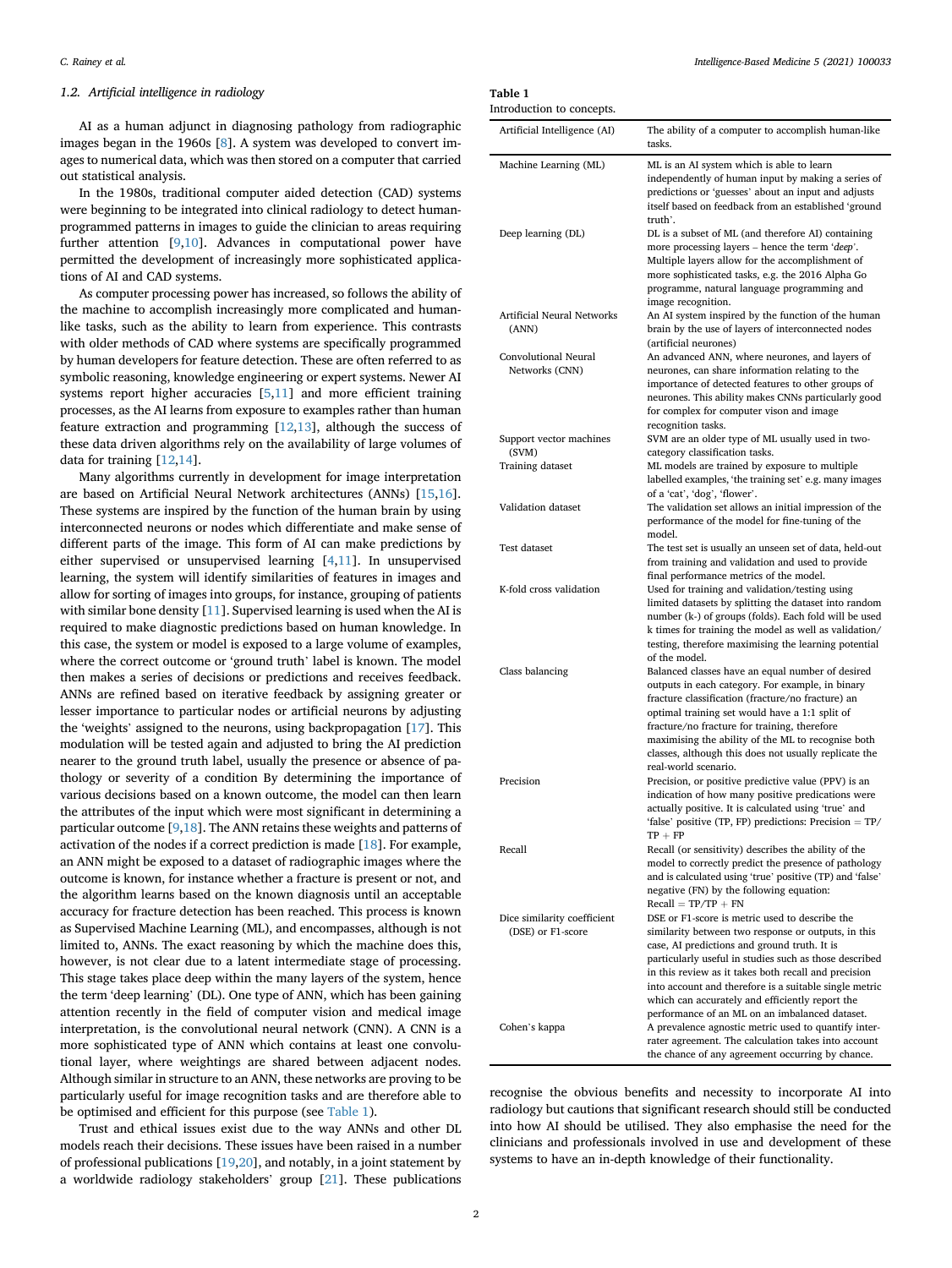### 1.2. Artificial intelligence in radiology

AI as a human adjunct in diagnosing pathology from radiographic images began in the 1960s [8]. A system was developed to convert images to numerical data, which was then stored on a computer that carried out statistical analysis.

In the 1980s, traditional computer aided detection (CAD) systems were beginning to be integrated into clinical radiology to detect human-programmed patterns in images to guide the clinician to areas requiring further attention [9,10]. Advances in computational power have permitted the development of increasingly more sophisticated applications of AI and CAD systems.

As computer processing power has increased, so follows the ability of the machine to accomplish increasingly more complicated and human-like tasks, such as the ability to learn from experience. This contrasts with older methods of CAD where systems are specifically programmed by human developers for feature detection. These are often referred to as symbolic reasoning, knowledge engineering or expert systems. Newer AI systems report higher accuracies [5,11] and more efficient training processes, as the AI learns from exposure to examples rather than human feature extraction and programming [12,13], although the success of these data driven algorithms rely on the availability of large volumes of data for training [12,14].

Many algorithms currently in development for image interpretation are based on Artificial Neural Network architectures (ANNs) [15,16]. These systems are inspired by the function of the human brain by using interconnected neurons or nodes which differentiate and make sense of different parts of the image. This form of AI can make predictions by either supervised or unsupervised learning [4,11]. In unsupervised learning, the system will identify similarities of features in images and allow for sorting of images into groups, for instance, grouping of patients with similar bone density [11]. Supervised learning is used when the AI is required to make diagnostic predictions based on human knowledge. In this case, the system or model is exposed to a large volume of examples, where the correct outcome or 'ground truth' label is known. The model then makes a series of decisions or predictions and receives feedback. ANNs are refined based on iterative feedback by assigning greater or lesser importance to particular nodes or artificial neurons by adjusting the 'weights' assigned to the neurons, using backpropagation [17]. This modulation will be tested again and adjusted to bring the AI prediction nearer to the ground truth label, usually the presence or absence of pathology or severity of a condition By determining the importance of various decisions based on a known outcome, the model can then learn the attributes of the input which were most significant in determining a particular outcome [9,18]. The ANN retains these weights and patterns of activation of the nodes if a correct prediction is made [18]. For example, an ANN might be exposed to a dataset of radiographic images where the outcome is known, for instance whether a fracture is present or not, and the algorithm learns based on the known diagnosis until an acceptable accuracy for fracture detection has been reached. This process is known as Supervised Machine Learning (ML), and encompasses, although is not limited to, ANNs. The exact reasoning by which the machine does this, however, is not clear due to a latent intermediate stage of processing. This stage takes place deep within the many layers of the system, hence the term 'deep learning' (DL). One type of ANN, which has been gaining attention recently in the field of computer vision and medical image interpretation, is the convolutional neural network (CNN). A CNN is a more sophisticated type of ANN which contains at least one convolutional layer, where weightings are shared between adjacent nodes. Although similar in structure to an ANN, these networks are proving to be particularly useful for image recognition tasks and are therefore able to be optimised and efficient for this purpose (see Table 1).

Trust and ethical issues exist due to the way ANNs and other DL models reach their decisions. These issues have been raised in a number of professional publications [19,20], and notably, in a joint statement by a worldwide radiology stakeholders' group [21]. These publications recognise the obvious benefits and necessity to incorporate AI into radiology but cautions that significant research should still be conducted into how AI should be utilised. They also emphasise the need for the clinicians and professionals involved in use and development of these systems to have an in-depth knowledge of their functionality.

**Table 1**
Introduction to concepts.

| Artificial Intelligence (AI) | The ability of a computer to accomplish human-like tasks. |
|---|---|
| Machine Learning (ML) | ML is an AI system which is able to learn independently of human input by making a series of predictions or 'guesses' about an input and adjusts itself based on feedback from an established 'ground truth'. |
| Deep learning (DL) | DL is a subset of ML (and therefore AI) containing more processing layers – hence the term '*deep*'. Multiple layers allow for the accomplishment of more sophisticated tasks, e.g. the 2016 Alpha Go programme, natural language programming and image recognition. |
| Artificial Neural Networks (ANN) | An AI system inspired by the function of the human brain by the use of layers of interconnected nodes (artificial neurones) |
| Convolutional Neural Networks (CNN) | An advanced ANN, where neurones, and layers of neurones, can share information relating to the importance of detected features to other groups of neurones. This ability makes CNNs particularly good for complex for computer vison and image recognition tasks. |
| Support vector machines (SVM) | SVM are an older type of ML usually used in two-category classification tasks. |
| Training dataset | ML models are trained by exposure to multiple labelled examples, 'the training set' e.g. many images of a 'cat', 'dog', 'flower'. |
| Validation dataset | The validation set allows an initial impression of the performance of the model for fine-tuning of the model. |
| Test dataset | The test set is usually an unseen set of data, held-out from training and validation and used to provide final performance metrics of the model. |
| K-fold cross validation | Used for training and validation/testing using limited datasets by splitting the dataset into random number (k-) of groups (folds). Each fold will be used k times for training the model as well as validation/testing, therefore maximising the learning potential of the model. |
| Class balancing | Balanced classes have an equal number of desired outputs in each category. For example, in binary fracture classification (fracture/no fracture) an optimal training set would have a 1:1 split of fracture/no fracture for training, therefore maximising the ability of the ML to recognise both classes, although this does not usually replicate the real-world scenario. |
| Precision | Precision, or positive predictive value (PPV) is an indication of how many positive predications were actually positive. It is calculated using 'true' and 'false' positive (TP, FP) predictions: Precision = TP/TP + FP |
| Recall | Recall (or sensitivity) describes the ability of the model to correctly predict the presence of pathology and is calculated using 'true' positive (TP) and 'false' negative (FN) by the following equation: Recall = TP/TP + FN |
| Dice similarity coefficient (DSE) or F1-score | DSE or F1-score is metric used to describe the similarity between two response or outputs, in this case, AI predictions and ground truth. It is particularly useful in studies such as those described in this review as it takes both recall and precision into account and therefore is a suitable single metric which can accurately and efficiently report the performance of an ML on an imbalanced dataset. |
| Cohen's kappa | A prevalence agnostic metric used to quantify inter-rater agreement. The calculation takes into account the chance of any agreement occurring by chance. |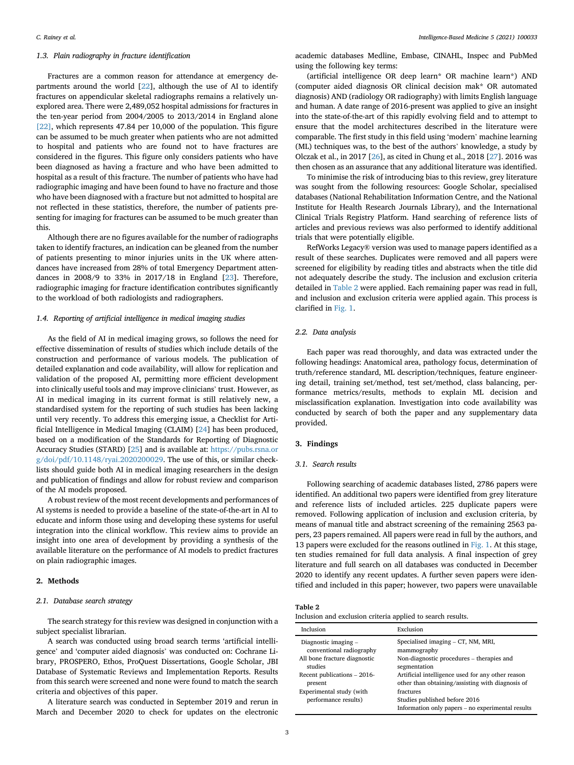### 1.3. Plain radiography in fracture identification

Fractures are a common reason for attendance at emergency departments around the world [22], although the use of AI to identify fractures on appendicular skeletal radiographs remains a relatively unexplored area. There were 2,489,052 hospital admissions for fractures in the ten-year period from 2004/2005 to 2013/2014 in England alone [22], which represents 47.84 per 10,000 of the population. This figure can be assumed to be much greater when patients who are not admitted to hospital and patients who are found not to have fractures are considered in the figures. This figure only considers patients who have been diagnosed as having a fracture and who have been admitted to hospital as a result of this fracture. The number of patients who have had radiographic imaging and have been found to have no fracture and those who have been diagnosed with a fracture but not admitted to hospital are not reflected in these statistics, therefore, the number of patients presenting for imaging for fractures can be assumed to be much greater than this.

Although there are no figures available for the number of radiographs taken to identify fractures, an indication can be gleaned from the number of patients presenting to minor injuries units in the UK where attendances have increased from 28% of total Emergency Department attendances in 2008/9 to 33% in 2017/18 in England [23]. Therefore, radiographic imaging for fracture identification contributes significantly to the workload of both radiologists and radiographers.

### 1.4. Reporting of artificial intelligence in medical imaging studies

As the field of AI in medical imaging grows, so follows the need for effective dissemination of results of studies which include details of the construction and performance of various models. The publication of detailed explanation and code availability, will allow for replication and validation of the proposed AI, permitting more efficient development into clinically useful tools and may improve clinicians' trust. However, as AI in medical imaging in its current format is still relatively new, a standardised system for the reporting of such studies has been lacking until very recently. To address this emerging issue, a Checklist for Artificial Intelligence in Medical Imaging (CLAIM) [24] has been produced, based on a modification of the Standards for Reporting of Diagnostic Accuracy Studies (STARD) [25] and is available at: https://pubs.rsna.org/doi/pdf/10.1148/ryai.2020200029. The use of this, or similar checklists should guide both AI in medical imaging researchers in the design and publication of findings and allow for robust review and comparison of the AI models proposed.

A robust review of the most recent developments and performances of AI systems is needed to provide a baseline of the state-of-the-art in AI to educate and inform those using and developing these systems for useful integration into the clinical workflow. This review aims to provide an insight into one area of development by providing a synthesis of the available literature on the performance of AI models to predict fractures on plain radiographic images.

## 2. Methods

### 2.1. Database search strategy

The search strategy for this review was designed in conjunction with a subject specialist librarian.

A search was conducted using broad search terms 'artificial intelligence' and 'computer aided diagnosis' was conducted on: Cochrane Library, PROSPERO, Ethos, ProQuest Dissertations, Google Scholar, JBI Database of Systematic Reviews and Implementation Reports. Results from this search were screened and none were found to match the search criteria and objectives of this paper.

A literature search was conducted in September 2019 and rerun in March and December 2020 to check for updates on the electronic academic databases Medline, Embase, CINAHL, Inspec and PubMed using the following key terms:

(artificial intelligence OR deep learn* OR machine learn*) AND (computer aided diagnosis OR clinical decision mak* OR automated diagnosis) AND (radiology OR radiography) with limits English language and human. A date range of 2016-present was applied to give an insight into the state-of-the-art of this rapidly evolving field and to attempt to ensure that the model architectures described in the literature were comparable. The first study in this field using 'modern' machine learning (ML) techniques was, to the best of the authors' knowledge, a study by Olczak et al., in 2017 [26], as cited in Chung et al., 2018 [27]. 2016 was then chosen as an assurance that any additional literature was identified.

To minimise the risk of introducing bias to this review, grey literature was sought from the following resources: Google Scholar, specialised databases (National Rehabilitation Information Centre, and the National Institute for Health Research Journals Library), and the International Clinical Trials Registry Platform. Hand searching of reference lists of articles and previous reviews was also performed to identify additional trials that were potentially eligible.

RefWorks Legacy® version was used to manage papers identified as a result of these searches. Duplicates were removed and all papers were screened for eligibility by reading titles and abstracts when the title did not adequately describe the study. The inclusion and exclusion criteria detailed in Table 2 were applied. Each remaining paper was read in full, and inclusion and exclusion criteria were applied again. This process is clarified in Fig. 1.

### 2.2. Data analysis

Each paper was read thoroughly, and data was extracted under the following headings: Anatomical area, pathology focus, determination of truth/reference standard, ML description/techniques, feature engineering detail, training set/method, test set/method, class balancing, performance metrics/results, methods to explain ML decision and misclassification explanation. Investigation into code availability was conducted by search of both the paper and any supplementary data provided.

## 3. Findings

### 3.1. Search results

Following searching of academic databases listed, 2786 papers were identified. An additional two papers were identified from grey literature and reference lists of included articles. 225 duplicate papers were removed. Following application of inclusion and exclusion criteria, by means of manual title and abstract screening of the remaining 2563 papers, 23 papers remained. All papers were read in full by the authors, and 13 papers were excluded for the reasons outlined in Fig. 1. At this stage, ten studies remained for full data analysis. A final inspection of grey literature and full search on all databases was conducted in December 2020 to identify any recent updates. A further seven papers were identified and included in this paper; however, two papers were unavailable

**Table 2**
Inclusion and exclusion criteria applied to search results.

| Inclusion | Exclusion |
|---|---|
| Diagnostic imaging – conventional radiography | Specialised imaging – CT, NM, MRI, mammography |
| All bone fracture diagnostic studies | Non-diagnostic procedures – therapies and segmentation |
| Recent publications – 2016-present | Artificial intelligence used for any other reason other than obtaining/assisting with diagnosis of fractures |
| Experimental study (with performance results) | Studies published before 2016 |
| | Information only papers – no experimental results |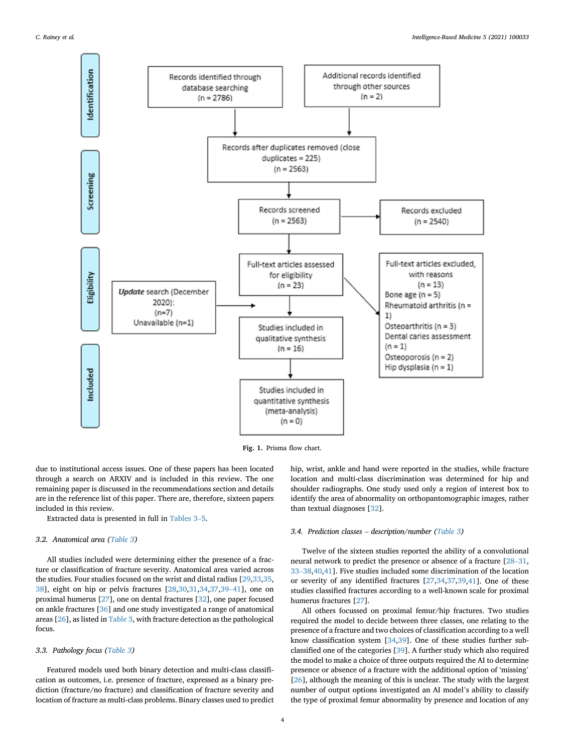Identification

Records identified through database searching (n = 2786)

Additional records identified through other sources (n = 2)

Screening

Records after duplicates removed (close duplicates = 225) (n = 2563)

Records screened (n = 2563)

Records excluded (n = 2540)

Eligibility

Full-text articles assessed for eligibility (n = 23)

Full-text articles excluded, with reasons (n = 13)
Bone age (n = 5)
Rheumatoid arthritis (n = 1)
Osteoarthritis (n = 3)
Dental caries assessment (n = 1)
Osteoporosis (n = 2)
Hip dysplasia (n = 1)

*Update* search (December 2020): (n=7) Unavailable (n=1)

Included

Studies included in qualitative synthesis (n = 16)

Studies included in quantitative synthesis (meta-analysis) (n = 0)

**Fig. 1.** Prisma flow chart.

due to institutional access issues. One of these papers has been located through a search on ARXIV and is included in this review. The one remaining paper is discussed in the recommendations section and details are in the reference list of this paper. There are, therefore, sixteen papers included in this review.

Extracted data is presented in full in Tables 3–5.

### 3.2. Anatomical area (Table 3)

All studies included were determining either the presence of a fracture or classification of fracture severity. Anatomical area varied across the studies. Four studies focused on the wrist and distal radius [29,33,35,38], eight on hip or pelvis fractures [28,30,31,34,37,39–41], one on proximal humerus [27], one on dental fractures [32], one paper focused on ankle fractures [36] and one study investigated a range of anatomical areas [26], as listed in Table 3, with fracture detection as the pathological focus.

### 3.3. Pathology focus (Table 3)

Featured models used both binary detection and multi-class classification as outcomes, i.e. presence of fracture, expressed as a binary prediction (fracture/no fracture) and classification of fracture severity and location of fracture as multi-class problems. Binary classes used to predict hip, wrist, ankle and hand were reported in the studies, while fracture location and multi-class discrimination was determined for hip and shoulder radiographs. One study used only a region of interest box to identify the area of abnormality on orthopantomographic images, rather than textual diagnoses [32].

### 3.4. Prediction classes – description/number (Table 3)

Twelve of the sixteen studies reported the ability of a convolutional neural network to predict the presence or absence of a fracture [28–31,33–38,40,41]. Five studies included some discrimination of the location or severity of any identified fractures [27,34,37,39,41]. One of these studies classified fractures according to a well-known scale for proximal humerus fractures [27].

All others focussed on proximal femur/hip fractures. Two studies required the model to decide between three classes, one relating to the presence of a fracture and two choices of classification according to a well know classification system [34,39]. One of these studies further sub-classified one of the categories [39]. A further study which also required the model to make a choice of three outputs required the AI to determine presence or absence of a fracture with the additional option of 'missing' [26], although the meaning of this is unclear. The study with the largest number of output options investigated an AI model's ability to classify the type of proximal femur abnormality by presence and location of any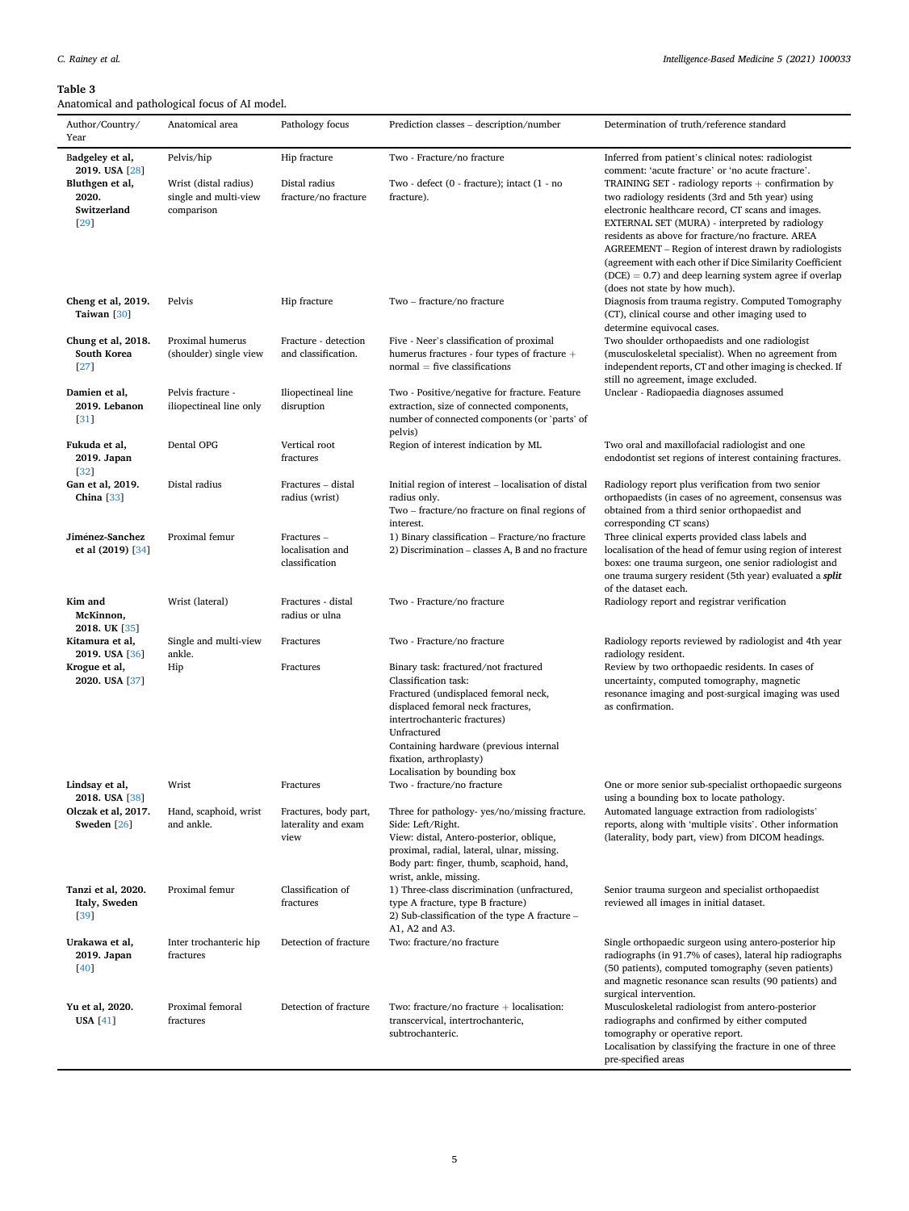**Table 3**
Anatomical and pathological focus of AI model.

| Author/Country/Year | Anatomical area | Pathology focus | Prediction classes – description/number | Determination of truth/reference standard |
|---|---|---|---|---|
| **Badgeley et al, 2019. USA** [28] | Pelvis/hip | Hip fracture | Two - Fracture/no fracture | Inferred from patient's clinical notes: radiologist comment: 'acute fracture' or 'no acute fracture'. |
| **Bluthgen et al, 2020. Switzerland** [29] | Wrist (distal radius) single and multi-view comparison | Distal radius fracture/no fracture | Two - defect (0 - fracture); intact (1 - no fracture). | TRAINING SET - radiology reports + confirmation by two radiology residents (3rd and 5th year) using electronic healthcare record, CT scans and images. EXTERNAL SET (MURA) - interpreted by radiology residents as above for fracture/no fracture. AREA AGREEMENT – Region of interest drawn by radiologists (agreement with each other if Dice Similarity Coefficient (DCE) = 0.7) and deep learning system agree if overlap (does not state by how much). |
| **Cheng et al, 2019. Taiwan** [30] | Pelvis | Hip fracture | Two – fracture/no fracture | Diagnosis from trauma registry. Computed Tomography (CT), clinical course and other imaging used to determine equivocal cases. |
| **Chung et al, 2018. South Korea** [27] | Proximal humerus (shoulder) single view | Fracture - detection and classification. | Five - Neer's classification of proximal humerus fractures - four types of fracture + normal = five classifications | Two shoulder orthopaedists and one radiologist (musculoskeletal specialist). When no agreement from independent reports, CT and other imaging is checked. If still no agreement, image excluded. |
| **Damien et al, 2019. Lebanon** [31] | Pelvis fracture - iliopectineal line only | Iliopectineal line disruption | Two - Positive/negative for fracture. Feature extraction, size of connected components, number of connected components (or 'parts' of pelvis) | Unclear - Radiopaedia diagnoses assumed |
| **Fukuda et al, 2019. Japan** [32] | Dental OPG | Vertical root fractures | Region of interest indication by ML | Two oral and maxillofacial radiologist and one endodontist set regions of interest containing fractures. |
| **Gan et al, 2019. China** [33] | Distal radius | Fractures – distal radius (wrist) | Initial region of interest – localisation of distal radius only.<br>Two – fracture/no fracture on final regions of interest. | Radiology report plus verification from two senior orthopaedists (in cases of no agreement, consensus was obtained from a third senior orthopaedist and corresponding CT scans) |
| **Jiménez-Sanchez et al (2019)** [34] | Proximal femur | Fractures – localisation and classification | 1) Binary classification – Fracture/no fracture<br>2) Discrimination – classes A, B and no fracture | Three clinical experts provided class labels and localisation of the head of femur using region of interest boxes: one trauma surgeon, one senior radiologist and one trauma surgery resident (5th year) evaluated a ***split*** of the dataset each. |
| **Kim and McKinnon, 2018. UK** [35] | Wrist (lateral) | Fractures - distal radius or ulna | Two - Fracture/no fracture | Radiology report and registrar verification |
| **Kitamura et al, 2019. USA** [36] | Single and multi-view ankle. | Fractures | Two - Fracture/no fracture | Radiology reports reviewed by radiologist and 4th year radiology resident. |
| **Krogue et al, 2020. USA** [37] | Hip | Fractures | Binary task: fractured/not fractured<br>Classification task:<br>Fractured (undisplaced femoral neck, displaced femoral neck fractures, intertrochanteric fractures)<br>Unfractured<br>Containing hardware (previous internal fixation, arthroplasty)<br>Localisation by bounding box | Review by two orthopaedic residents. In cases of uncertainty, computed tomography, magnetic resonance imaging and post-surgical imaging was used as confirmation. |
| **Lindsay et al, 2018. USA** [38] | Wrist | Fractures | Two - fracture/no fracture | One or more senior sub-specialist orthopaedic surgeons using a bounding box to locate pathology. |
| **Olczak et al, 2017. Sweden** [26] | Hand, scaphoid, wrist and ankle. | Fractures, body part, laterality and exam view | Three for pathology- yes/no/missing fracture.<br>Side: Left/Right.<br>View: distal, Antero-posterior, oblique, proximal, radial, lateral, ulnar, missing.<br>Body part: finger, thumb, scaphoid, hand, wrist, ankle, missing. | Automated language extraction from radiologists' reports, along with 'multiple visits'. Other information (laterality, body part, view) from DICOM headings. |
| **Tanzi et al, 2020. Italy, Sweden** [39] | Proximal femur | Classification of fractures | 1) Three-class discrimination (unfractured, type A fracture, type B fracture)<br>2) Sub-classification of the type A fracture – A1, A2 and A3. | Senior trauma surgeon and specialist orthopaedist reviewed all images in initial dataset. |
| **Urakawa et al, 2019. Japan** [40] | Inter trochanteric hip fractures | Detection of fracture | Two: fracture/no fracture | Single orthopaedic surgeon using antero-posterior hip radiographs (in 91.7% of cases), lateral hip radiographs (50 patients), computed tomography (seven patients) and magnetic resonance scan results (90 patients) and surgical intervention. |
| **Yu et al, 2020. USA** [41] | Proximal femoral fractures | Detection of fracture | Two: fracture/no fracture + localisation: transcervical, intertrochanteric, subtrochanteric. | Musculoskeletal radiologist from antero-posterior radiographs and confirmed by either computed tomography or operative report.<br>Localisation by classifying the fracture in one of three pre-specified areas |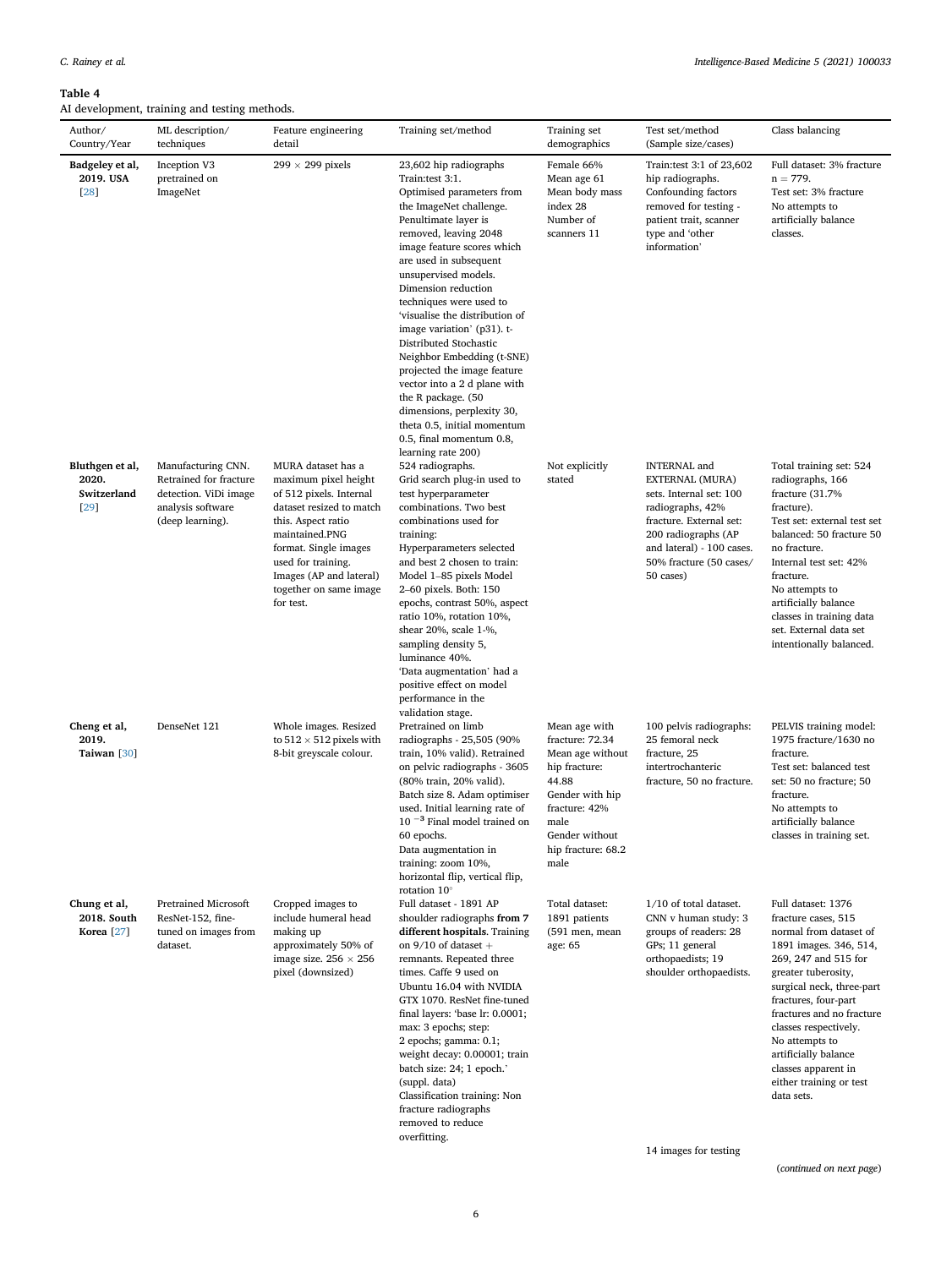**Table 4**
AI development, training and testing methods.

| Author/ Country/Year | ML description/ techniques | Feature engineering detail | Training set/method | Training set demographics | Test set/method (Sample size/cases) | Class balancing |
|---|---|---|---|---|---|---|
| **Badgeley et al, 2019. USA** [28] | Inception V3 pretrained on ImageNet | 299 × 299 pixels | 23,602 hip radiographs Train:test 3:1. Optimised parameters from the ImageNet challenge. Penultimate layer is removed, leaving 2048 image feature scores which are used in subsequent unsupervised models. Dimension reduction techniques were used to 'visualise the distribution of image variation' (p31). t-Distributed Stochastic Neighbor Embedding (t-SNE) projected the image feature vector into a 2 d plane with the R package. (50 dimensions, perplexity 30, theta 0.5, initial momentum 0.5, final momentum 0.8, learning rate 200) | Female 66% Mean age 61 Mean body mass index 28 Number of scanners 11 | Train:test 3:1 of 23,602 hip radiographs. Confounding factors removed for testing - patient trait, scanner type and 'other information' | Full dataset: 3% fracture n = 779. Test set: 3% fracture No attempts to artificially balance classes. |
| **Bluthgen et al, 2020. Switzerland** [29] | Manufacturing CNN. Retrained for fracture detection. ViDi image analysis software (deep learning). | MURA dataset has a maximum pixel height of 512 pixels. Internal dataset resized to match this. Aspect ratio maintained.PNG format. Single images used for training. Images (AP and lateral) together on same image for test. | 524 radiographs. Grid search plug-in used to test hyperparameter combinations. Two best combinations used for training: Hyperparameters selected and best 2 chosen to train: Model 1–85 pixels Model 2–60 pixels. Both: 150 epochs, contrast 50%, aspect ratio 10%, rotation 10%, shear 20%, scale 1-%, sampling density 5, luminance 40%. 'Data augmentation' had a positive effect on model performance in the validation stage. | Not explicitly stated | INTERNAL and EXTERNAL (MURA) sets. Internal set: 100 radiographs, 42% fracture. External set: 200 radiographs (AP and lateral) - 100 cases. 50% fracture (50 cases/ 50 cases) | Total training set: 524 radiographs, 166 fracture (31.7% fracture). Test set: external test set balanced: 50 fracture 50 no fracture. Internal test set: 42% fracture. No attempts to artificially balance classes in training data set. External data set intentionally balanced. |
| **Cheng et al, 2019. Taiwan** [30] | DenseNet 121 | Whole images. Resized to 512 × 512 pixels with 8-bit greyscale colour. | Pretrained on limb radiographs - 25,505 (90% train, 10% valid). Retrained on pelvic radiographs - 3605 (80% train, 20% valid). Batch size 8. Adam optimiser used. Initial learning rate of $10^{-3}$ Final model trained on 60 epochs. Data augmentation in training: zoom 10%, horizontal flip, vertical flip, rotation 10° | Mean age with fracture: 72.34 Mean age without hip fracture: 44.88 Gender with hip fracture: 42% male Gender without hip fracture: 68.2 male | 100 pelvis radiographs: 25 femoral neck fracture, 25 intertrochanteric fracture, 50 no fracture. | PELVIS training model: 1975 fracture/1630 no fracture. Test set: balanced test set: 50 no fracture; 50 fracture. No attempts to artificially balance classes in training set. |
| **Chung et al, 2018. South Korea** [27] | Pretrained Microsoft ResNet-152, fine-tuned on images from dataset. | Cropped images to include humeral head making up approximately 50% of image size. 256 × 256 pixel (downsized) | Full dataset - 1891 AP shoulder radiographs **from 7 different hospitals**. Training on 9/10 of dataset + remnants. Repeated three times. Caffe 9 used on Ubuntu 16.04 with NVIDIA GTX 1070. ResNet fine-tuned final layers: 'base lr: 0.0001; max: 3 epochs; step: 2 epochs; gamma: 0.1; weight decay: 0.00001; train batch size: 24; 1 epoch.' (suppl. data) Classification training: Non fracture radiographs removed to reduce overfitting. | Total dataset: 1891 patients (591 men, mean age: 65 | 1/10 of total dataset. CNN v human study: 3 groups of readers: 28 GPs; 11 general orthopaedists; 19 shoulder orthopaedists. 14 images for testing | Full dataset: 1376 fracture cases, 515 normal from dataset of 1891 images. 346, 514, 269, 247 and 515 for greater tuberosity, surgical neck, three-part fractures, four-part fractures and no fracture classes respectively. No attempts to artificially balance classes apparent in either training or test data sets. |

(*continued on next page*)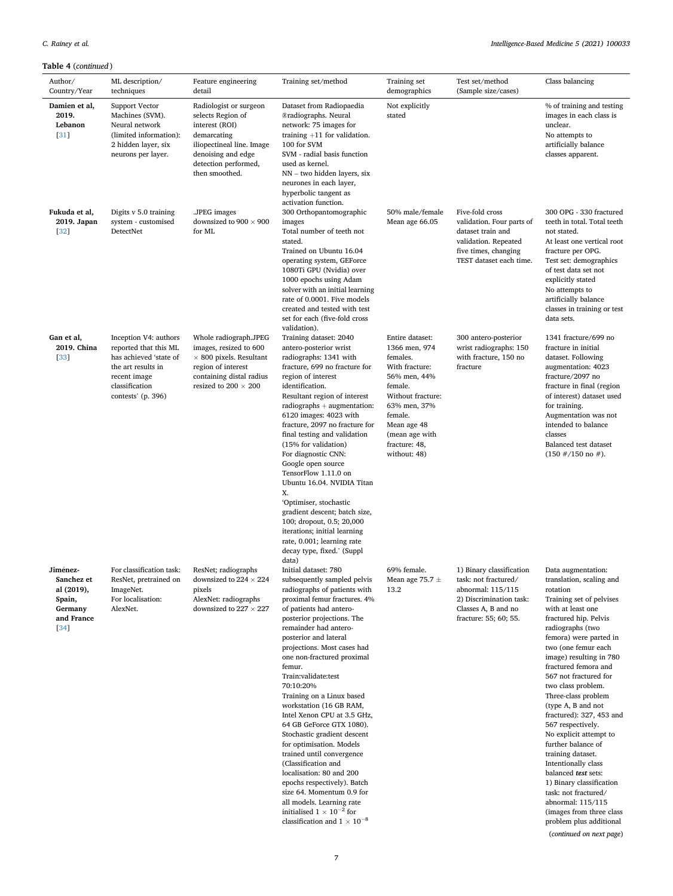**Table 4** (*continued*)

| Author/ Country/Year | ML description/ techniques | Feature engineering detail | Training set/method | Training set demographics | Test set/method (Sample size/cases) | Class balancing |
|---|---|---|---|---|---|---|
| **Damien et al, 2019. Lebanon** [31] | Support Vector Machines (SVM). Neural network (limited information): 2 hidden layer, six neurons per layer. | Radiologist or surgeon selects Region of interest (ROI) demarcating iliopectineal line. Image denoising and edge detection performed, then smoothed. | Dataset from Radiopaedia ®radiographs. Neural network: 75 images for training +11 for validation. 100 for SVM<br>SVM - radial basis function used as kernel.<br>NN – two hidden layers, six neurones in each layer, hyperbolic tangent as activation function. | Not explicitly stated | | % of training and testing images in each class is unclear.<br>No attempts to artificially balance classes apparent. |
| **Fukuda et al, 2019. Japan** [32] | Digits v 5.0 training system - customised DetectNet | .JPEG images downsized to 900 × 900 for ML | 300 Orthopantomographic images<br>Total number of teeth not stated.<br>Trained on Ubuntu 16.04 operating system, GEForce 1080Ti GPU (Nvidia) over 1000 epochs using Adam solver with an initial learning rate of 0.0001. Five models created and tested with test set for each (five-fold cross validation). | 50% male/female<br>Mean age 66.05 | Five-fold cross validation. Four parts of dataset train and validation. Repeated five times, changing TEST dataset each time. | 300 OPG - 330 fractured teeth in total. Total teeth not stated.<br>At least one vertical root fracture per OPG.<br>Test set: demographics of test data set not explicitly stated<br>No attempts to artificially balance classes in training or test data sets. |
| **Gan et al, 2019. China** [33] | Inception V4: authors reported that this ML has achieved 'state of the art results in recent image classification contests' (p. 396) | Whole radiograph.JPEG images, resized to 600 × 800 pixels. Resultant region of interest containing distal radius resized to 200 × 200 | Training dataset: 2040 antero-posterior wrist radiographs: 1341 with fracture, 699 no fracture for region of interest identification.<br>Resultant region of interest radiographs + augmentation: 6120 images: 4023 with fracture, 2097 no fracture for final testing and validation (15% for validation)<br>For diagnostic CNN: Google open source TensorFlow 1.11.0 on Ubuntu 16.04. NVIDIA Titan X.<br>'Optimiser, stochastic gradient descent; batch size, 100; dropout, 0.5; 20,000 iterations; initial learning rate, 0.001; learning rate decay type, fixed.' (Suppl data) | Entire dataset: 1366 men, 974 females.<br>With fracture: 56% men, 44% female.<br>Without fracture: 63% men, 37% female.<br>Mean age 48 (mean age with fracture: 48, without: 48) | 300 antero-posterior wrist radiographs: 150 with fracture, 150 no fracture | 1341 fracture/699 no fracture in initial dataset. Following augmentation: 4023 fracture/2097 no fracture in final (region of interest) dataset used for training.<br>Augmentation was not intended to balance classes<br>Balanced test dataset (150 #/150 no #). |
| **Jiménez-Sanchez et al (2019), Spain, Germany and France** [34] | For classification task: ResNet, pretrained on ImageNet.<br>For localisation: AlexNet. | ResNet; radiographs downsized to 224 × 224 pixels<br>AlexNet: radiographs downsized to 227 × 227 | Initial dataset: 780 subsequently sampled pelvis radiographs of patients with proximal femur fractures. 4% of patients had antero-posterior projections. The remainder had antero-posterior and lateral projections. Most cases had one non-fractured proximal femur.<br>Train:validate:test 70:10:20%<br>Training on a Linux based workstation (16 GB RAM, Intel Xenon CPU at 3.5 GHz, 64 GB GeForce GTX 1080). Stochastic gradient descent for optimisation. Models trained until convergence (Classification and localisation: 80 and 200 epochs respectively). Batch size 64. Momentum 0.9 for all models. Learning rate initialised $1 \times 10^{-2}$ for classification and $1 \times 10^{-8}$ | 69% female.<br>Mean age 75.7 ± 13.2 | 1) Binary classification task: not fractured/ abnormal: 115/115<br>2) Discrimination task: Classes A, B and no fracture: 55; 60; 55. | Data augmentation: translation, scaling and rotation<br>Training set of pelvises with at least one fractured hip. Pelvis radiographs (two femora) were parted in two (one femur each image) resulting in 780 fractured femora and 567 not fractured for two class problem.<br>Three-class problem (type A, B and not fractured): 327, 453 and 567 respectively.<br>No explicit attempt to further balance of training dataset.<br>Intentionally class balanced ***test*** sets:<br>1) Binary classification task: not fractured/ abnormal: 115/115 (images from three class problem plus additional |

(*continued on next page*)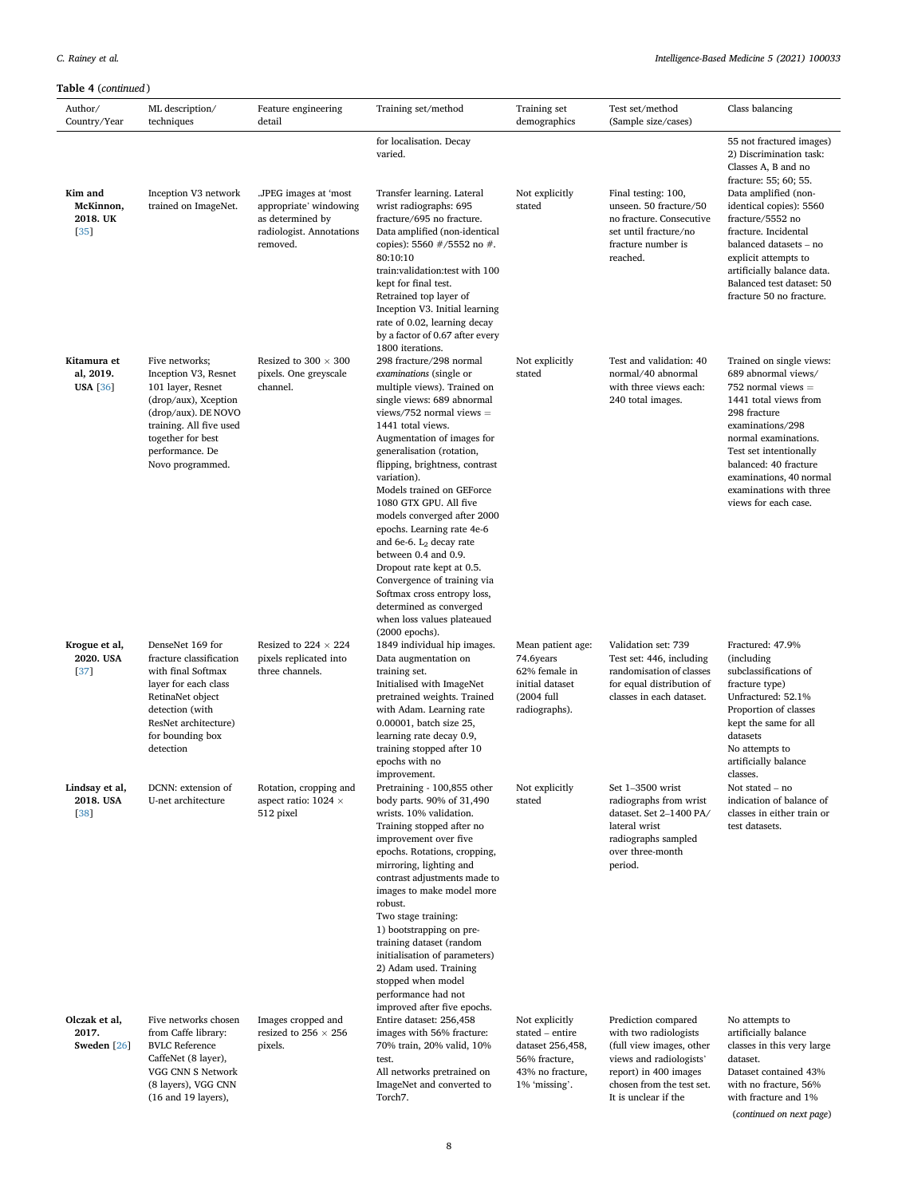**Table 4** (*continued*)

| Author/ Country/Year | ML description/ techniques | Feature engineering detail | Training set/method | Training set demographics | Test set/method (Sample size/cases) | Class balancing |
|---|---|---|---|---|---|---|
| | | | for localisation. Decay varied. | | | 55 not fractured images) 2) Discrimination task: Classes A, B and no fracture: 55; 60; 55. |
| **Kim and McKinnon, 2018. UK** [35] | Inception V3 network trained on ImageNet. | .JPEG images at 'most appropriate' windowing as determined by radiologist. Annotations removed. | Transfer learning. Lateral wrist radiographs: 695 fracture/695 no fracture. Data amplified (non-identical copies): 5560 #/5552 no #. 80:10:10 train:validation:test with 100 kept for final test. Retrained top layer of Inception V3. Initial learning rate of 0.02, learning decay by a factor of 0.67 after every 1800 iterations. | Not explicitly stated | Final testing: 100, unseen. 50 fracture/50 no fracture. Consecutive set until fracture/no fracture number is reached. | Data amplified (non-identical copies): 5560 fracture/5552 no fracture. Incidental balanced datasets – no explicit attempts to artificially balance data. Balanced test dataset: 50 fracture 50 no fracture. |
| **Kitamura et al, 2019. USA** [36] | Five networks; Inception V3, Resnet 101 layer, Resnet (drop/aux), Xception (drop/aux). DE NOVO training. All five used together for best performance. De Novo programmed. | Resized to 300 × 300 pixels. One greyscale channel. | 298 fracture/298 normal *examinations* (single or multiple views). Trained on single views: 689 abnormal views/752 normal views = 1441 total views. Augmentation of images for generalisation (rotation, flipping, brightness, contrast variation). Models trained on GEForce 1080 GTX GPU. All five models converged after 2000 epochs. Learning rate 4e-6 and 6e-6. $L_2$ decay rate between 0.4 and 0.9. Dropout rate kept at 0.5. Convergence of training via Softmax cross entropy loss, determined as converged when loss values plateaued (2000 epochs). | Not explicitly stated | Test and validation: 40 normal/40 abnormal with three views each: 240 total images. | Trained on single views: 689 abnormal views/ 752 normal views = 1441 total views from 298 fracture examinations/298 normal examinations. Test set intentionally balanced: 40 fracture examinations, 40 normal examinations with three views for each case. |
| **Krogue et al, 2020. USA** [37] | DenseNet 169 for fracture classification with final Softmax layer for each class RetinaNet object detection (with ResNet architecture) for bounding box detection | Resized to 224 × 224 pixels replicated into three channels. | 1849 individual hip images. Data augmentation on training set. Initialised with ImageNet pretrained weights. Trained with Adam. Learning rate 0.00001, batch size 25, learning rate decay 0.9, training stopped after 10 epochs with no improvement. | Mean patient age: 74.6years 62% female in initial dataset (2004 full radiographs). | Validation set: 739 Test set: 446, including randomisation of classes for equal distribution of classes in each dataset. | Fractured: 47.9% (including subclassifications of fracture type) Unfractured: 52.1% Proportion of classes kept the same for all datasets No attempts to artificially balance classes. |
| **Lindsay et al, 2018. USA** [38] | DCNN: extension of U-net architecture | Rotation, cropping and aspect ratio: 1024 × 512 pixel | Pretraining - 100,855 other body parts. 90% of 31,490 wrists. 10% validation. Training stopped after no improvement over five epochs. Rotations, cropping, mirroring, lighting and contrast adjustments made to images to make model more robust. Two stage training: 1) bootstrapping on pre-training dataset (random initialisation of parameters) 2) Adam used. Training stopped when model performance had not improved after five epochs. | Not explicitly stated | Set 1–3500 wrist radiographs from wrist dataset. Set 2–1400 PA/ lateral wrist radiographs sampled over three-month period. | Not stated – no indication of balance of classes in either train or test datasets. |
| **Olczak et al, 2017. Sweden** [26] | Five networks chosen from Caffe library: BVLC Reference CaffeNet (8 layer), VGG CNN S Network (8 layers), VGG CNN (16 and 19 layers), | Images cropped and resized to 256 × 256 pixels. | Entire dataset: 256,458 images with 56% fracture: 70% train, 20% valid, 10% test. All networks pretrained on ImageNet and converted to Torch7. | Not explicitly stated – entire dataset 256,458, 56% fracture, 43% no fracture, 1% 'missing'. | Prediction compared with two radiologists (full view images, other views and radiologists' report) in 400 images chosen from the test set. It is unclear if the | No attempts to artificially balance classes in this very large dataset. Dataset contained 43% with no fracture, 56% with fracture and 1% |

(*continued on next page*)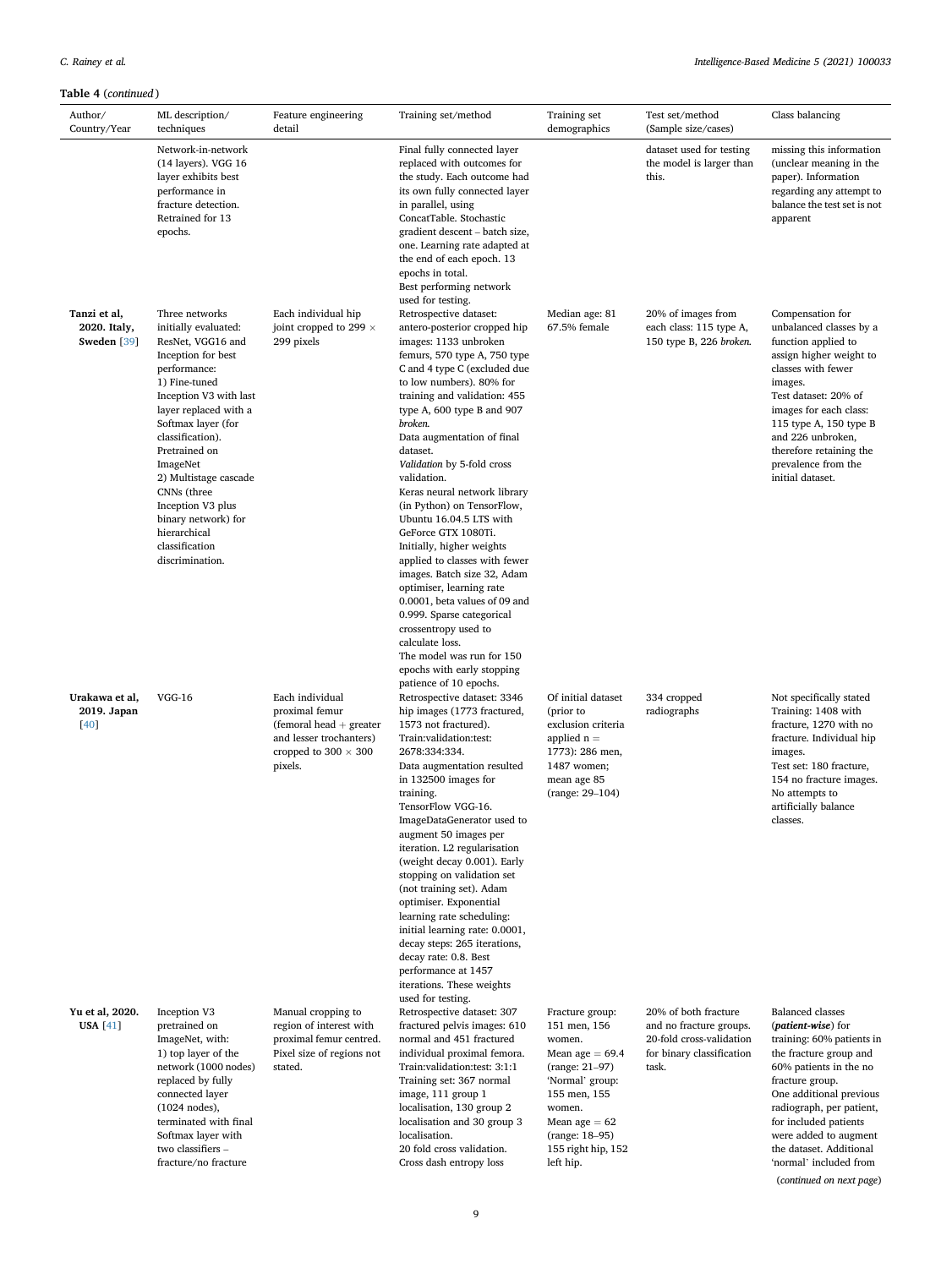**Table 4** (*continued*)

| Author/ Country/Year | ML description/ techniques | Feature engineering detail | Training set/method | Training set demographics | Test set/method (Sample size/cases) | Class balancing |
|---|---|---|---|---|---|---|
| | Network-in-network (14 layers). VGG 16 layer exhibits best performance in fracture detection. Retrained for 13 epochs. | | Final fully connected layer replaced with outcomes for the study. Each outcome had its own fully connected layer in parallel, using ConcatTable. Stochastic gradient descent – batch size, one. Learning rate adapted at the end of each epoch. 13 epochs in total. Best performing network used for testing. | | dataset used for testing the model is larger than this. | missing this information (unclear meaning in the paper). Information regarding any attempt to balance the test set is not apparent |
| **Tanzi et al, 2020. Italy, Sweden** [39] | Three networks initially evaluated: ResNet, VGG16 and Inception for best performance: 1) Fine-tuned Inception V3 with last layer replaced with a Softmax layer (for classification). Pretrained on ImageNet 2) Multistage cascade CNNs (three Inception V3 plus binary network) for hierarchical classification discrimination. | Each individual hip joint cropped to 299 × 299 pixels | Retrospective dataset: antero-posterior cropped hip images: 1133 unbroken femurs, 570 type A, 750 type C and 4 type C (excluded due to low numbers). 80% for training and validation: 455 type A, 600 type B and 907 *broken*. Data augmentation of final dataset. *Validation* by 5-fold cross validation. Keras neural network library (in Python) on TensorFlow, Ubuntu 16.04.5 LTS with GeForce GTX 1080Ti. Initially, higher weights applied to classes with fewer images. Batch size 32, Adam optimiser, learning rate 0.0001, beta values of 09 and 0.999. Sparse categorical crossentropy used to calculate loss. The model was run for 150 epochs with early stopping patience of 10 epochs. | Median age: 81 67.5% female | 20% of images from each class: 115 type A, 150 type B, 226 *broken.* | Compensation for unbalanced classes by a function applied to assign higher weight to classes with fewer images. Test dataset: 20% of images for each class: 115 type A, 150 type B and 226 unbroken, therefore retaining the prevalence from the initial dataset. |
| **Urakawa et al, 2019. Japan** [40] | VGG-16 | Each individual proximal femur (femoral head + greater and lesser trochanters) cropped to 300 × 300 pixels. | Retrospective dataset: 3346 hip images (1773 fractured, 1573 not fractured). Train:validation:test: 2678:334:334. Data augmentation resulted in 132500 images for training. TensorFlow VGG-16. ImageDataGenerator used to augment 50 images per iteration. L2 regularisation (weight decay 0.001). Early stopping on validation set (not training set). Adam optimiser. Exponential learning rate scheduling: initial learning rate: 0.0001, decay steps: 265 iterations, decay rate: 0.8. Best performance at 1457 iterations. These weights used for testing. | Of initial dataset (prior to exclusion criteria applied n = 1773): 286 men, 1487 women; mean age 85 (range: 29–104) | 334 cropped radiographs | Not specifically stated Training: 1408 with fracture, 1270 with no fracture. Individual hip images. Test set: 180 fracture, 154 no fracture images. No attempts to artificially balance classes. |
| **Yu et al, 2020. USA** [41] | Inception V3 pretrained on ImageNet, with: 1) top layer of the network (1000 nodes) replaced by fully connected layer (1024 nodes), terminated with final Softmax layer with two classifiers – fracture/no fracture | Manual cropping to region of interest with proximal femur centred. Pixel size of regions not stated. | Retrospective dataset: 307 fractured pelvis images: 610 normal and 451 fractured individual proximal femora. Train:validation:test: 3:1:1 Training set: 367 normal image, 111 group 1 localisation, 130 group 2 localisation and 30 group 3 localisation. 20 fold cross validation. Cross dash entropy loss | Fracture group: 151 men, 156 women. Mean age = 69.4 (range: 21–97) 'Normal' group: 155 men, 155 women. Mean age = 62 (range: 18–95) 155 right hip, 152 left hip. | 20% of both fracture and no fracture groups. 20-fold cross-validation for binary classification task. | Balanced classes (***patient-wise***) for training: 60% patients in the fracture group and 60% patients in the no fracture group. One additional previous radiograph, per patient, for included patients were added to augment the dataset. Additional 'normal' included from |

(*continued on next page*)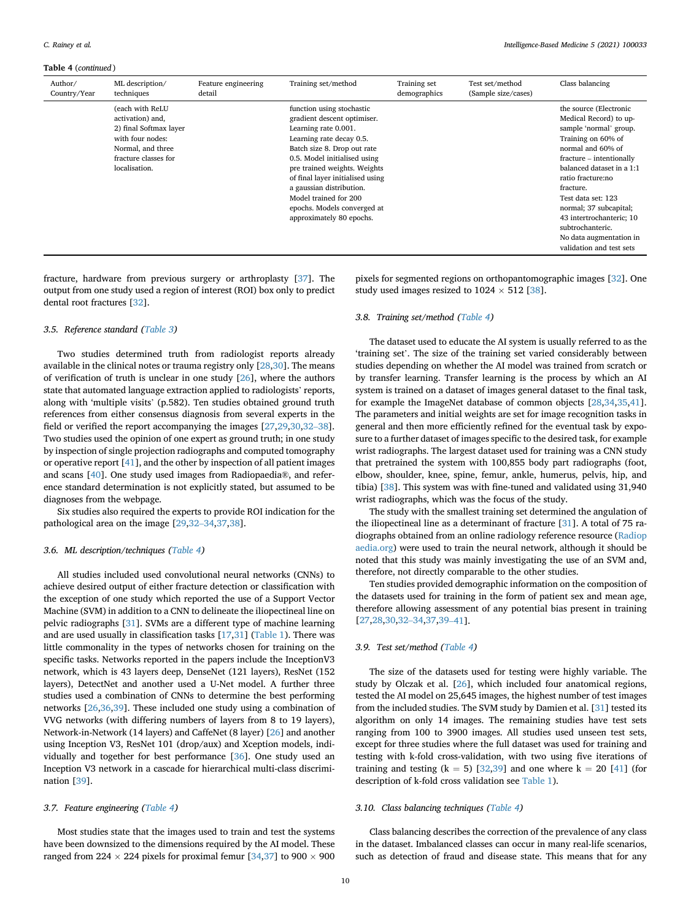**Table 4** (*continued*)

| Author/ Country/Year | ML description/ techniques | Feature engineering detail | Training set/method | Training set demographics | Test set/method (Sample size/cases) | Class balancing |
|---|---|---|---|---|---|---|
| | (each with ReLU activation) and, 2) final Softmax layer with four nodes: Normal, and three fracture classes for localisation. | | function using stochastic gradient descent optimiser. Learning rate 0.001. Learning rate decay 0.5. Batch size 8. Drop out rate 0.5. Model initialised using pre trained weights. Weights of final layer initialised using a gaussian distribution. Model trained for 200 epochs. Models converged at approximately 80 epochs. | | | the source (Electronic Medical Record) to up-sample 'normal' group. Training on 60% of normal and 60% of fracture – intentionally balanced dataset in a 1:1 ratio fracture:no fracture. Test data set: 123 normal; 37 subcapital; 43 intertrochanteric; 10 subtrochanteric. No data augmentation in validation and test sets |

fracture, hardware from previous surgery or arthroplasty [37]. The output from one study used a region of interest (ROI) box only to predict dental root fractures [32].

### 3.5. Reference standard (Table 3)

Two studies determined truth from radiologist reports already available in the clinical notes or trauma registry only [28,30]. The means of verification of truth is unclear in one study [26], where the authors state that automated language extraction applied to radiologists' reports, along with 'multiple visits' (p.582). Ten studies obtained ground truth references from either consensus diagnosis from several experts in the field or verified the report accompanying the images [27,29,30,32–38]. Two studies used the opinion of one expert as ground truth; in one study by inspection of single projection radiographs and computed tomography or operative report [41], and the other by inspection of all patient images and scans [40]. One study used images from Radiopaedia®, and reference standard determination is not explicitly stated, but assumed to be diagnoses from the webpage.

Six studies also required the experts to provide ROI indication for the pathological area on the image [29,32–34,37,38].

### 3.6. ML description/techniques (Table 4)

All studies included used convolutional neural networks (CNNs) to achieve desired output of either fracture detection or classification with the exception of one study which reported the use of a Support Vector Machine (SVM) in addition to a CNN to delineate the iliopectineal line on pelvic radiographs [31]. SVMs are a different type of machine learning and are used usually in classification tasks [17,31] (Table 1). There was little commonality in the types of networks chosen for training on the specific tasks. Networks reported in the papers include the InceptionV3 network, which is 43 layers deep, DenseNet (121 layers), ResNet (152 layers), DetectNet and another used a U-Net model. A further three studies used a combination of CNNs to determine the best performing networks [26,36,39]. These included one study using a combination of VVG networks (with differing numbers of layers from 8 to 19 layers), Network-in-Network (14 layers) and CaffeNet (8 layer) [26] and another using Inception V3, ResNet 101 (drop/aux) and Xception models, individually and together for best performance [36]. One study used an Inception V3 network in a cascade for hierarchical multi-class discrimination [39].

### 3.7. Feature engineering (Table 4)

Most studies state that the images used to train and test the systems have been downsized to the dimensions required by the AI model. These ranged from 224 × 224 pixels for proximal femur [34,37] to 900 × 900 pixels for segmented regions on orthopantomographic images [32]. One study used images resized to 1024 × 512 [38].

### 3.8. Training set/method (Table 4)

The dataset used to educate the AI system is usually referred to as the 'training set'. The size of the training set varied considerably between studies depending on whether the AI model was trained from scratch or by transfer learning. Transfer learning is the process by which an AI system is trained on a dataset of images general dataset to the final task, for example the ImageNet database of common objects [28,34,35,41]. The parameters and initial weights are set for image recognition tasks in general and then more efficiently refined for the eventual task by exposure to a further dataset of images specific to the desired task, for example wrist radiographs. The largest dataset used for training was a CNN study that pretrained the system with 100,855 body part radiographs (foot, elbow, shoulder, knee, spine, femur, ankle, humerus, pelvis, hip, and tibia) [38]. This system was with fine-tuned and validated using 31,940 wrist radiographs, which was the focus of the study.

The study with the smallest training set determined the angulation of the iliopectineal line as a determinant of fracture [31]. A total of 75 radiographs obtained from an online radiology reference resource (Radiopaedia.org) were used to train the neural network, although it should be noted that this study was mainly investigating the use of an SVM and, therefore, not directly comparable to the other studies.

Ten studies provided demographic information on the composition of the datasets used for training in the form of patient sex and mean age, therefore allowing assessment of any potential bias present in training [27,28,30,32–34,37,39–41].

### 3.9. Test set/method (Table 4)

The size of the datasets used for testing were highly variable. The study by Olczak et al. [26], which included four anatomical regions, tested the AI model on 25,645 images, the highest number of test images from the included studies. The SVM study by Damien et al. [31] tested its algorithm on only 14 images. The remaining studies have test sets ranging from 100 to 3900 images. All studies used unseen test sets, except for three studies where the full dataset was used for training and testing with k-fold cross-validation, with two using five iterations of training and testing ($k = 5$) [32,39] and one where $k = 20$ [41] (for description of k-fold cross validation see Table 1).

### 3.10. Class balancing techniques (Table 4)

Class balancing describes the correction of the prevalence of any class in the dataset. Imbalanced classes can occur in many real-life scenarios, such as detection of fraud and disease state. This means that for any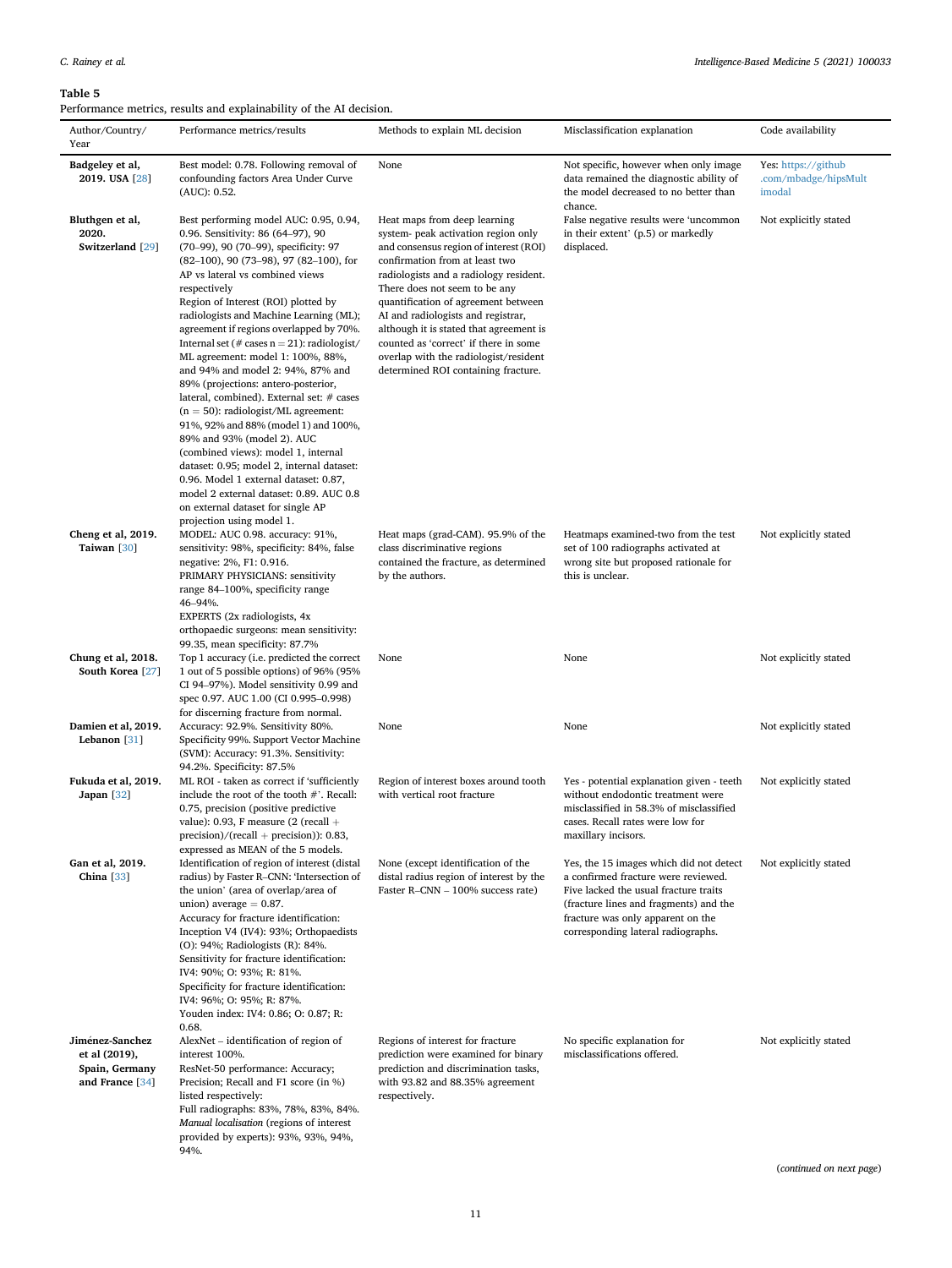**Table 5**
Performance metrics, results and explainability of the AI decision.

| Author/Country/Year | Performance metrics/results | Methods to explain ML decision | Misclassification explanation | Code availability |
|---|---|---|---|---|
| **Badgeley et al, 2019. USA** [28] | Best model: 0.78. Following removal of confounding factors Area Under Curve (AUC): 0.52. | None | Not specific, however when only image data remained the diagnostic ability of the model decreased to no better than chance. | Yes: https://github.com/mbadge/hipsMultimodal |
| **Bluthgen et al, 2020. Switzerland** [29] | Best performing model AUC: 0.95, 0.94, 0.96. Sensitivity: 86 (64–97), 90 (70–99), 90 (70–99), specificity: 97 (82–100), 90 (73–98), 97 (82–100), for AP vs lateral vs combined views respectively<br>Region of Interest (ROI) plotted by radiologists and Machine Learning (ML); agreement if regions overlapped by 70%. Internal set (# cases n = 21): radiologist/ML agreement: model 1: 100%, 88%, and 94% and model 2: 94%, 87% and 89% (projections: antero-posterior, lateral, combined). External set: # cases (n = 50): radiologist/ML agreement: 91%, 92% and 88% (model 1) and 100%, 89% and 93% (model 2). AUC (combined views): model 1, internal dataset: 0.95; model 2, internal dataset: 0.96. Model 1 external dataset: 0.87, model 2 external dataset: 0.89. AUC 0.8 on external dataset for single AP projection using model 1. | Heat maps from deep learning system- peak activation region only and consensus region of interest (ROI) confirmation from at least two radiologists and a radiology resident. There does not seem to be any quantification of agreement between AI and radiologists and registrar, although it is stated that agreement is counted as 'correct' if there in some overlap with the radiologist/resident determined ROI containing fracture. | False negative results were 'uncommon in their extent' (p.5) or markedly displaced. | Not explicitly stated |
| **Cheng et al, 2019. Taiwan** [30] | MODEL: AUC 0.98. accuracy: 91%, sensitivity: 98%, specificity: 84%, false negative: 2%, F1: 0.916.<br>PRIMARY PHYSICIANS: sensitivity range 84–100%, specificity range 46–94%.<br>EXPERTS (2x radiologists, 4x orthopaedic surgeons: mean sensitivity: 99.35, mean specificity: 87.7% | Heat maps (grad-CAM). 95.9% of the class discriminative regions contained the fracture, as determined by the authors. | Heatmaps examined-two from the test set of 100 radiographs activated at wrong site but proposed rationale for this is unclear. | Not explicitly stated |
| **Chung et al, 2018. South Korea** [27] | Top 1 accuracy (i.e. predicted the correct 1 out of 5 possible options) of 96% (95% CI 94–97%). Model sensitivity 0.99 and spec 0.97. AUC 1.00 (CI 0.995–0.998) for discerning fracture from normal. | None | None | Not explicitly stated |
| **Damien et al, 2019. Lebanon** [31] | Accuracy: 92.9%. Sensitivity 80%. Specificity 99%. Support Vector Machine (SVM): Accuracy: 91.3%. Sensitivity: 94.2%. Specificity: 87.5% | None | None | Not explicitly stated |
| **Fukuda et al, 2019. Japan** [32] | ML ROI - taken as correct if 'sufficiently include the root of the tooth #'. Recall: 0.75, precision (positive predictive value): 0.93, F measure (2 (recall + precision)/(recall + precision)): 0.83, expressed as MEAN of the 5 models. | Region of interest boxes around tooth with vertical root fracture | Yes - potential explanation given - teeth without endodontic treatment were misclassified in 58.3% of misclassified cases. Recall rates were low for maxillary incisors. | Not explicitly stated |
| **Gan et al, 2019. China** [33] | Identification of region of interest (distal radius) by Faster R–CNN: 'Intersection of the union' (area of overlap/area of union) average = 0.87.<br>Accuracy for fracture identification: Inception V4 (IV4): 93%; Orthopaedists (O): 94%; Radiologists (R): 84%.<br>Sensitivity for fracture identification: IV4: 90%; O: 93%; R: 81%.<br>Specificity for fracture identification: IV4: 96%; O: 95%; R: 87%.<br>Youden index: IV4: 0.86; O: 0.87; R: 0.68. | None (except identification of the distal radius region of interest by the Faster R–CNN – 100% success rate) | Yes, the 15 images which did not detect a confirmed fracture were reviewed. Five lacked the usual fracture traits (fracture lines and fragments) and the fracture was only apparent on the corresponding lateral radiographs. | Not explicitly stated |
| **Jiménez-Sanchez et al (2019), Spain, Germany and France** [34] | AlexNet – identification of region of interest 100%.<br>ResNet-50 performance: Accuracy; Precision; Recall and F1 score (in %) listed respectively:<br>Full radiographs: 83%, 78%, 83%, 84%.<br>*Manual localisation* (regions of interest provided by experts): 93%, 93%, 94%, 94%. | Regions of interest for fracture prediction were examined for binary prediction and discrimination tasks, with 93.82 and 88.35% agreement respectively. | No specific explanation for misclassifications offered. | Not explicitly stated |

(*continued on next page*)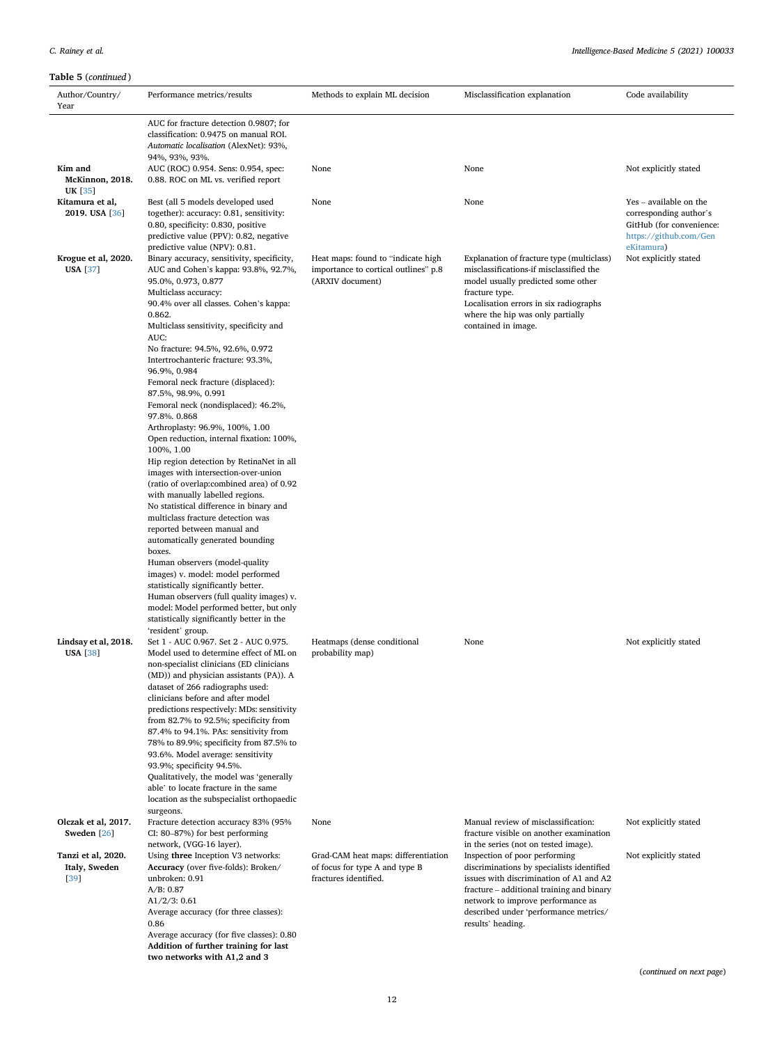**Table 5** (*continued*)

| Author/Country/Year | Performance metrics/results | Methods to explain ML decision | Misclassification explanation | Code availability |
|---|---|---|---|---|
| | AUC for fracture detection 0.9807; for classification: 0.9475 on manual ROI. *Automatic localisation* (AlexNet): 93%, 94%, 93%, 93%. | | | |
| **Kim and McKinnon, 2018. UK** [35] | AUC (ROC) 0.954. Sens: 0.954, spec: 0.88. ROC on ML vs. verified report | None | None | Not explicitly stated |
| **Kitamura et al, 2019. USA** [36] | Best (all 5 models developed used together): accuracy: 0.81, sensitivity: 0.80, specificity: 0.830, positive predictive value (PPV): 0.82, negative predictive value (NPV): 0.81. | None | None | Yes – available on the corresponding author's GitHub (for convenience: https://github.com/GeneKitamura) |
| **Krogue et al, 2020. USA** [37] | Binary accuracy, sensitivity, specificity, AUC and Cohen's kappa: 93.8%, 92.7%, 95.0%, 0.973, 0.877<br>Multiclass accuracy:<br>90.4% over all classes. Cohen's kappa: 0.862.<br>Multiclass sensitivity, specificity and AUC:<br>No fracture: 94.5%, 92.6%, 0.972<br>Intertrochanteric fracture: 93.3%, 96.9%, 0.984<br>Femoral neck fracture (displaced): 87.5%, 98.9%, 0.991<br>Femoral neck (nondisplaced): 46.2%, 97.8%. 0.868<br>Arthroplasty: 96.9%, 100%, 1.00<br>Open reduction, internal fixation: 100%, 100%, 1.00<br>Hip region detection by RetinaNet in all images with intersection-over-union (ratio of overlap:combined area) of 0.92 with manually labelled regions.<br>No statistical difference in binary and multiclass fracture detection was reported between manual and automatically generated bounding boxes.<br>Human observers (model-quality images) v. model: model performed statistically significantly better.<br>Human observers (full quality images) v. model: Model performed better, but only statistically significantly better in the 'resident' group. | Heat maps: found to "indicate high importance to cortical outlines" p.8 (ARXIV document) | Explanation of fracture type (multiclass) misclassifications-if misclassified the model usually predicted some other fracture type.<br>Localisation errors in six radiographs where the hip was only partially contained in image. | Not explicitly stated |
| **Lindsay et al, 2018. USA** [38] | Set 1 - AUC 0.967. Set 2 - AUC 0.975. Model used to determine effect of ML on non-specialist clinicians (ED clinicians (MD)) and physician assistants (PA)). A dataset of 266 radiographs used: clinicians before and after model predictions respectively: MDs: sensitivity from 82.7% to 92.5%; specificity from 87.4% to 94.1%. PAs: sensitivity from 78% to 89.9%; specificity from 87.5% to 93.6%. Model average: sensitivity 93.9%; specificity 94.5%.<br>Qualitatively, the model was 'generally able' to locate fracture in the same location as the subspecialist orthopaedic surgeons. | Heatmaps (dense conditional probability map) | None | Not explicitly stated |
| **Olczak et al, 2017. Sweden** [26] | Fracture detection accuracy 83% (95% CI: 80–87%) for best performing network, (VGG-16 layer). | None | Manual review of misclassification: fracture visible on another examination in the series (not on tested image). | Not explicitly stated |
| **Tanzi et al, 2020. Italy, Sweden** [39] | Using **three** Inception V3 networks:<br>**Accuracy** (over five-folds): Broken/unbroken: 0.91<br>A/B: 0.87<br>A1/2/3: 0.61<br>Average accuracy (for three classes): 0.86<br>Average accuracy (for five classes): 0.80<br>**Addition of further training for last two networks with A1,2 and 3** | Grad-CAM heat maps: differentiation of focus for type A and type B fractures identified. | Inspection of poor performing discriminations by specialists identified issues with discrimination of A1 and A2 fracture – additional training and binary network to improve performance as described under 'performance metrics/results' heading. | Not explicitly stated |

(*continued on next page*)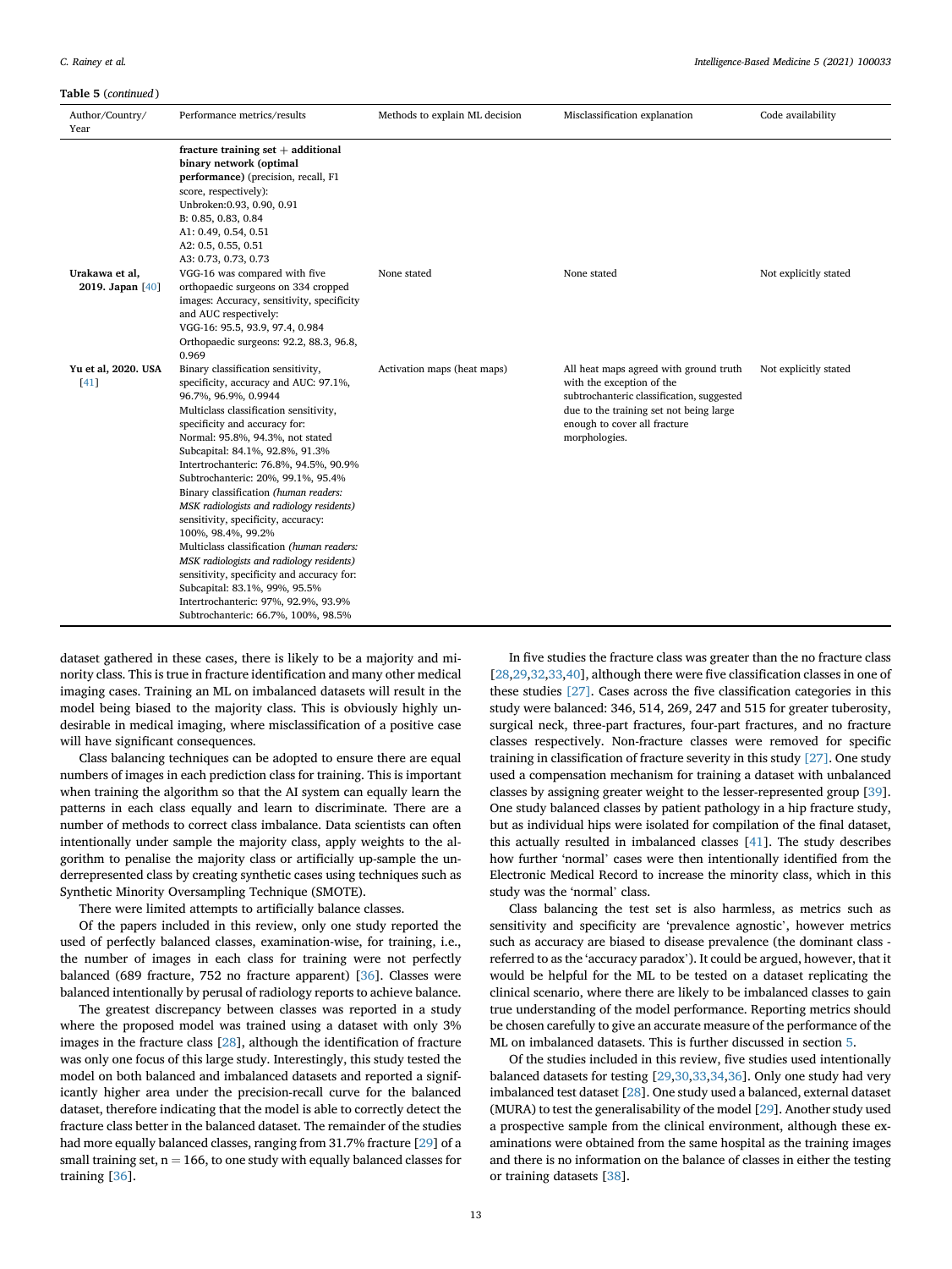**Table 5** (*continued*)

| Author/Country/Year | Performance metrics/results | Methods to explain ML decision | Misclassification explanation | Code availability |
|---|---|---|---|---|
| | **fracture training set + additional binary network (optimal performance)** (precision, recall, F1 score, respectively):<br>Unbroken:0.93, 0.90, 0.91<br>B: 0.85, 0.83, 0.84<br>A1: 0.49, 0.54, 0.51<br>A2: 0.5, 0.55, 0.51<br>A3: 0.73, 0.73, 0.73 | | | |
| **Urakawa et al, 2019. Japan** [40] | VGG-16 was compared with five orthopaedic surgeons on 334 cropped images: Accuracy, sensitivity, specificity and AUC respectively:<br>VGG-16: 95.5, 93.9, 97.4, 0.984<br>Orthopaedic surgeons: 92.2, 88.3, 96.8, 0.969 | None stated | None stated | Not explicitly stated |
| **Yu et al, 2020. USA** [41] | Binary classification sensitivity, specificity, accuracy and AUC: 97.1%, 96.7%, 96.9%, 0.9944<br>Multiclass classification sensitivity, specificity and accuracy for:<br>Normal: 95.8%, 94.3%, not stated<br>Subcapital: 84.1%, 92.8%, 91.3%<br>Intertrochanteric: 76.8%, 94.5%, 90.9%<br>Subtrochanteric: 20%, 99.1%, 95.4%<br>Binary classification *(human readers: MSK radiologists and radiology residents)* sensitivity, specificity, accuracy:<br>100%, 98.4%, 99.2%<br>Multiclass classification *(human readers: MSK radiologists and radiology residents)* sensitivity, specificity and accuracy for:<br>Subcapital: 83.1%, 99%, 95.5%<br>Intertrochanteric: 97%, 92.9%, 93.9%<br>Subtrochanteric: 66.7%, 100%, 98.5% | Activation maps (heat maps) | All heat maps agreed with ground truth with the exception of the subtrochanteric classification, suggested due to the training set not being large enough to cover all fracture morphologies. | Not explicitly stated |

dataset gathered in these cases, there is likely to be a majority and minority class. This is true in fracture identification and many other medical imaging cases. Training an ML on imbalanced datasets will result in the model being biased to the majority class. This is obviously highly undesirable in medical imaging, where misclassification of a positive case will have significant consequences.

Class balancing techniques can be adopted to ensure there are equal numbers of images in each prediction class for training. This is important when training the algorithm so that the AI system can equally learn the patterns in each class equally and learn to discriminate. There are a number of methods to correct class imbalance. Data scientists can often intentionally under sample the majority class, apply weights to the algorithm to penalise the majority class or artificially up-sample the underrepresented class by creating synthetic cases using techniques such as Synthetic Minority Oversampling Technique (SMOTE).

There were limited attempts to artificially balance classes.

Of the papers included in this review, only one study reported the used of perfectly balanced classes, examination-wise, for training, i.e., the number of images in each class for training were not perfectly balanced (689 fracture, 752 no fracture apparent) [36]. Classes were balanced intentionally by perusal of radiology reports to achieve balance.

The greatest discrepancy between classes was reported in a study where the proposed model was trained using a dataset with only 3% images in the fracture class [28], although the identification of fracture was only one focus of this large study. Interestingly, this study tested the model on both balanced and imbalanced datasets and reported a significantly higher area under the precision-recall curve for the balanced dataset, therefore indicating that the model is able to correctly detect the fracture class better in the balanced dataset. The remainder of the studies had more equally balanced classes, ranging from 31.7% fracture [29] of a small training set, n = 166, to one study with equally balanced classes for training [36].

In five studies the fracture class was greater than the no fracture class [28,29,32,33,40], although there were five classification classes in one of these studies [27]. Cases across the five classification categories in this study were balanced: 346, 514, 269, 247 and 515 for greater tuberosity, surgical neck, three-part fractures, four-part fractures, and no fracture classes respectively. Non-fracture classes were removed for specific training in classification of fracture severity in this study [27]. One study used a compensation mechanism for training a dataset with unbalanced classes by assigning greater weight to the lesser-represented group [39]. One study balanced classes by patient pathology in a hip fracture study, but as individual hips were isolated for compilation of the final dataset, this actually resulted in imbalanced classes [41]. The study describes how further 'normal' cases were then intentionally identified from the Electronic Medical Record to increase the minority class, which in this study was the 'normal' class.

Class balancing the test set is also harmless, as metrics such as sensitivity and specificity are 'prevalence agnostic', however metrics such as accuracy are biased to disease prevalence (the dominant class - referred to as the 'accuracy paradox'). It could be argued, however, that it would be helpful for the ML to be tested on a dataset replicating the clinical scenario, where there are likely to be imbalanced classes to gain true understanding of the model performance. Reporting metrics should be chosen carefully to give an accurate measure of the performance of the ML on imbalanced datasets. This is further discussed in section 5.

Of the studies included in this review, five studies used intentionally balanced datasets for testing [29,30,33,34,36]. Only one study had very imbalanced test dataset [28]. One study used a balanced, external dataset (MURA) to test the generalisability of the model [29]. Another study used a prospective sample from the clinical environment, although these examinations were obtained from the same hospital as the training images and there is no information on the balance of classes in either the testing or training datasets [38].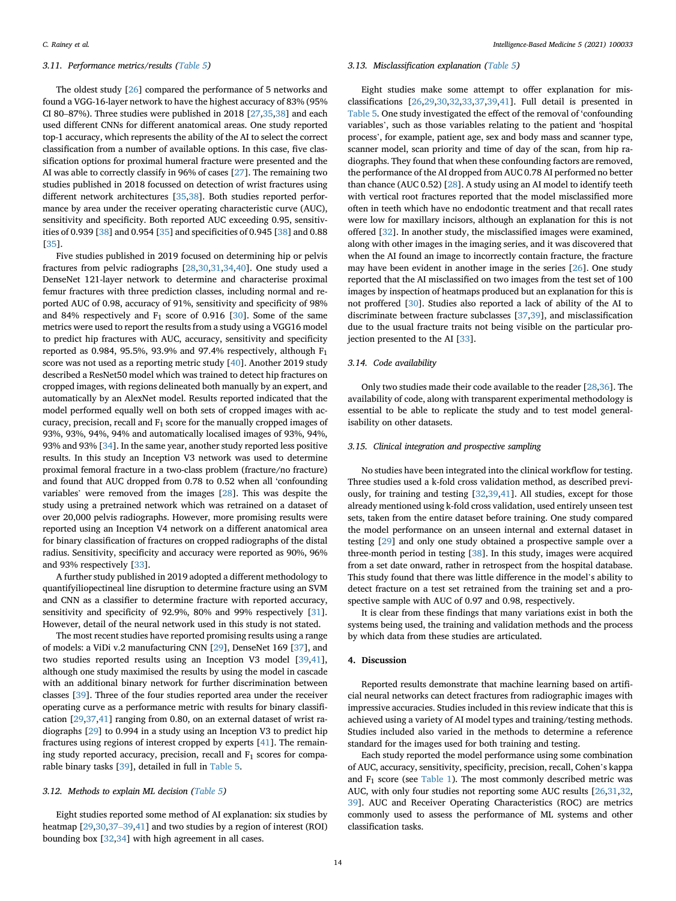### 3.11. Performance metrics/results (Table 5)

The oldest study [26] compared the performance of 5 networks and found a VGG-16-layer network to have the highest accuracy of 83% (95% CI 80–87%). Three studies were published in 2018 [27,35,38] and each used different CNNs for different anatomical areas. One study reported top-1 accuracy, which represents the ability of the AI to select the correct classification from a number of available options. In this case, five classification options for proximal humeral fracture were presented and the AI was able to correctly classify in 96% of cases [27]. The remaining two studies published in 2018 focussed on detection of wrist fractures using different network architectures [35,38]. Both studies reported performance by area under the receiver operating characteristic curve (AUC), sensitivity and specificity. Both reported AUC exceeding 0.95, sensitivities of 0.939 [38] and 0.954 [35] and specificities of 0.945 [38] and 0.88 [35].

Five studies published in 2019 focused on determining hip or pelvis fractures from pelvic radiographs [28,30,31,34,40]. One study used a DenseNet 121-layer network to determine and characterise proximal femur fractures with three prediction classes, including normal and reported AUC of 0.98, accuracy of 91%, sensitivity and specificity of 98% and 84% respectively and $F_1$ score of 0.916 [30]. Some of the same metrics were used to report the results from a study using a VGG16 model to predict hip fractures with AUC, accuracy, sensitivity and specificity reported as 0.984, 95.5%, 93.9% and 97.4% respectively, although $F_1$ score was not used as a reporting metric study [40]. Another 2019 study described a ResNet50 model which was trained to detect hip fractures on cropped images, with regions delineated both manually by an expert, and automatically by an AlexNet model. Results reported indicated that the model performed equally well on both sets of cropped images with accuracy, precision, recall and $F_1$ score for the manually cropped images of 93%, 93%, 94%, 94% and automatically localised images of 93%, 94%, 93% and 93% [34]. In the same year, another study reported less positive results. In this study an Inception V3 network was used to determine proximal femoral fracture in a two-class problem (fracture/no fracture) and found that AUC dropped from 0.78 to 0.52 when all 'confounding variables' were removed from the images [28]. This was despite the study using a pretrained network which was retrained on a dataset of over 20,000 pelvis radiographs. However, more promising results were reported using an Inception V4 network on a different anatomical area for binary classification of fractures on cropped radiographs of the distal radius. Sensitivity, specificity and accuracy were reported as 90%, 96% and 93% respectively [33].

A further study published in 2019 adopted a different methodology to quantifyiliopectineal line disruption to determine fracture using an SVM and CNN as a classifier to determine fracture with reported accuracy, sensitivity and specificity of 92.9%, 80% and 99% respectively [31]. However, detail of the neural network used in this study is not stated.

The most recent studies have reported promising results using a range of models: a ViDi v.2 manufacturing CNN [29], DenseNet 169 [37], and two studies reported results using an Inception V3 model [39,41], although one study maximised the results by using the model in cascade with an additional binary network for further discrimination between classes [39]. Three of the four studies reported area under the receiver operating curve as a performance metric with results for binary classification [29,37,41] ranging from 0.80, on an external dataset of wrist radiographs [29] to 0.994 in a study using an Inception V3 to predict hip fractures using regions of interest cropped by experts [41]. The remaining study reported accuracy, precision, recall and $F_1$ scores for comparable binary tasks [39], detailed in full in Table 5.

### 3.12. Methods to explain ML decision (Table 5)

Eight studies reported some method of AI explanation: six studies by heatmap [29,30,37–39,41] and two studies by a region of interest (ROI) bounding box [32,34] with high agreement in all cases.

### 3.13. Misclassification explanation (Table 5)

Eight studies make some attempt to offer explanation for misclassifications [26,29,30,32,33,37,39,41]. Full detail is presented in Table 5. One study investigated the effect of the removal of 'confounding variables', such as those variables relating to the patient and 'hospital process', for example, patient age, sex and body mass and scanner type, scanner model, scan priority and time of day of the scan, from hip radiographs. They found that when these confounding factors are removed, the performance of the AI dropped from AUC 0.78 AI performed no better than chance (AUC 0.52) [28]. A study using an AI model to identify teeth with vertical root fractures reported that the model misclassified more often in teeth which have no endodontic treatment and that recall rates were low for maxillary incisors, although an explanation for this is not offered [32]. In another study, the misclassified images were examined, along with other images in the imaging series, and it was discovered that when the AI found an image to incorrectly contain fracture, the fracture may have been evident in another image in the series [26]. One study reported that the AI misclassified on two images from the test set of 100 images by inspection of heatmaps produced but an explanation for this is not proffered [30]. Studies also reported a lack of ability of the AI to discriminate between fracture subclasses [37,39], and misclassification due to the usual fracture traits not being visible on the particular projection presented to the AI [33].

### 3.14. Code availability

Only two studies made their code available to the reader [28,36]. The availability of code, along with transparent experimental methodology is essential to be able to replicate the study and to test model generalisability on other datasets.

### 3.15. Clinical integration and prospective sampling

No studies have been integrated into the clinical workflow for testing. Three studies used a k-fold cross validation method, as described previously, for training and testing [32,39,41]. All studies, except for those already mentioned using k-fold cross validation, used entirely unseen test sets, taken from the entire dataset before training. One study compared the model performance on an unseen internal and external dataset in testing [29] and only one study obtained a prospective sample over a three-month period in testing [38]. In this study, images were acquired from a set date onward, rather in retrospect from the hospital database. This study found that there was little difference in the model's ability to detect fracture on a test set retrained from the training set and a prospective sample with AUC of 0.97 and 0.98, respectively.

It is clear from these findings that many variations exist in both the systems being used, the training and validation methods and the process by which data from these studies are articulated.

## 4. Discussion

Reported results demonstrate that machine learning based on artificial neural networks can detect fractures from radiographic images with impressive accuracies. Studies included in this review indicate that this is achieved using a variety of AI model types and training/testing methods. Studies included also varied in the methods to determine a reference standard for the images used for both training and testing.

Each study reported the model performance using some combination of AUC, accuracy, sensitivity, specificity, precision, recall, Cohen's kappa and $F_1$ score (see Table 1). The most commonly described metric was AUC, with only four studies not reporting some AUC results [26,31,32,39]. AUC and Receiver Operating Characteristics (ROC) are metrics commonly used to assess the performance of ML systems and other classification tasks.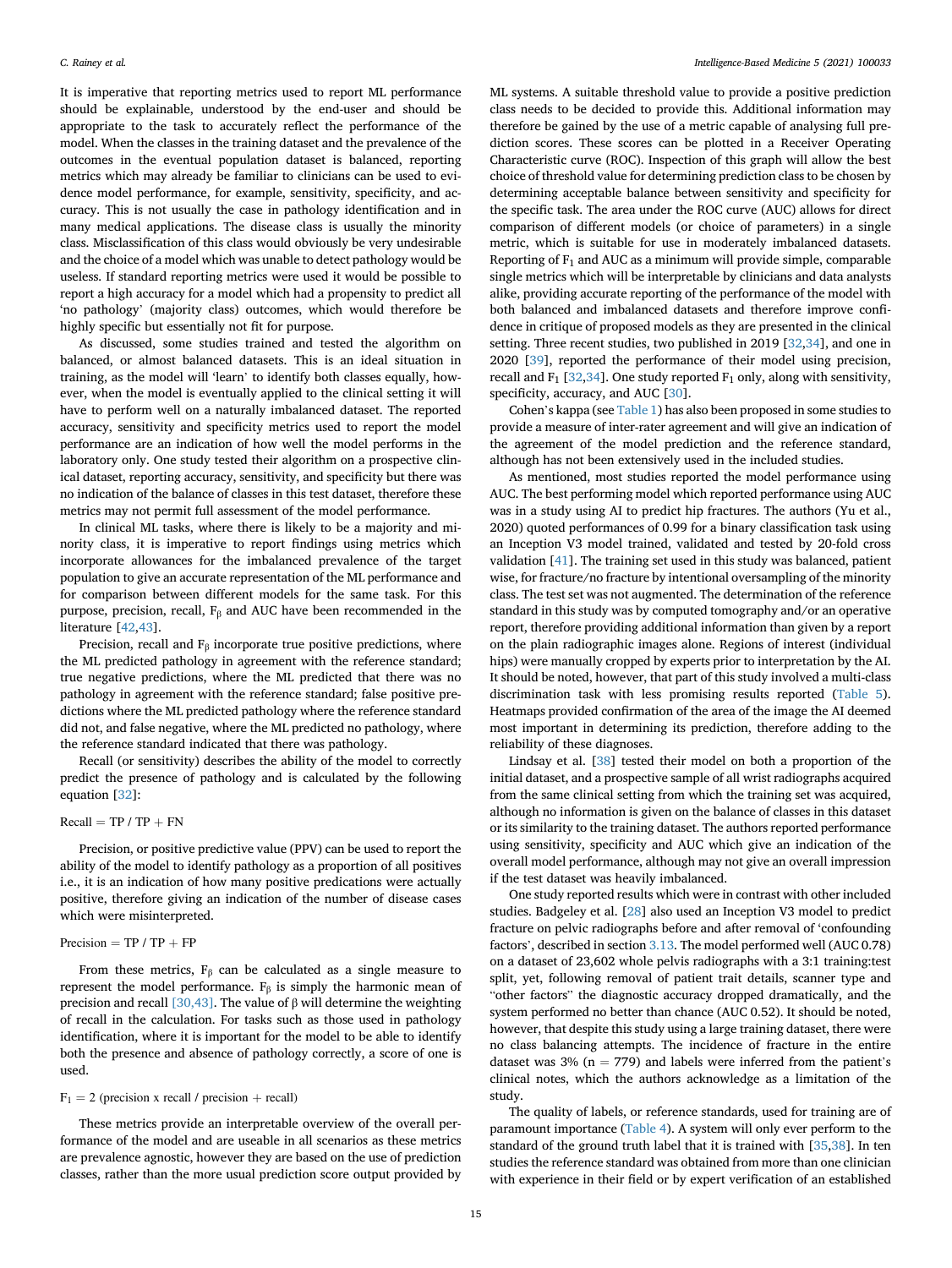It is imperative that reporting metrics used to report ML performance should be explainable, understood by the end-user and should be appropriate to the task to accurately reflect the performance of the model. When the classes in the training dataset and the prevalence of the outcomes in the eventual population dataset is balanced, reporting metrics which may already be familiar to clinicians can be used to evidence model performance, for example, sensitivity, specificity, and accuracy. This is not usually the case in pathology identification and in many medical applications. The disease class is usually the minority class. Misclassification of this class would obviously be very undesirable and the choice of a model which was unable to detect pathology would be useless. If standard reporting metrics were used it would be possible to report a high accuracy for a model which had a propensity to predict all 'no pathology' (majority class) outcomes, which would therefore be highly specific but essentially not fit for purpose.

As discussed, some studies trained and tested the algorithm on balanced, or almost balanced datasets. This is an ideal situation in training, as the model will 'learn' to identify both classes equally, however, when the model is eventually applied to the clinical setting it will have to perform well on a naturally imbalanced dataset. The reported accuracy, sensitivity and specificity metrics used to report the model performance are an indication of how well the model performs in the laboratory only. One study tested their algorithm on a prospective clinical dataset, reporting accuracy, sensitivity, and specificity but there was no indication of the balance of classes in this test dataset, therefore these metrics may not permit full assessment of the model performance.

In clinical ML tasks, where there is likely to be a majority and minority class, it is imperative to report findings using metrics which incorporate allowances for the imbalanced prevalence of the target population to give an accurate representation of the ML performance and for comparison between different models for the same task. For this purpose, precision, recall, $F_\beta$ and AUC have been recommended in the literature [42,43].

Precision, recall and $F_\beta$ incorporate true positive predictions, where the ML predicted pathology in agreement with the reference standard; true negative predictions, where the ML predicted that there was no pathology in agreement with the reference standard; false positive predictions where the ML predicted pathology where the reference standard did not, and false negative, where the ML predicted no pathology, where the reference standard indicated that there was pathology.

Recall (or sensitivity) describes the ability of the model to correctly predict the presence of pathology and is calculated by the following equation [32]:

$$\text{Recall} = \text{TP} / \text{TP} + \text{FN}$$

Precision, or positive predictive value (PPV) can be used to report the ability of the model to identify pathology as a proportion of all positives i.e., it is an indication of how many positive predications were actually positive, therefore giving an indication of the number of disease cases which were misinterpreted.

$$\text{Precision} = \text{TP} / \text{TP} + \text{FP}$$

From these metrics, $F_\beta$ can be calculated as a single measure to represent the model performance. $F_\beta$ is simply the harmonic mean of precision and recall [30,43]. The value of β will determine the weighting of recall in the calculation. For tasks such as those used in pathology identification, where it is important for the model to be able to identify both the presence and absence of pathology correctly, a score of one is used.

$$F_1 = 2 \text{ (precision x recall / precision + recall)}$$

These metrics provide an interpretable overview of the overall performance of the model and are useable in all scenarios as these metrics are prevalence agnostic, however they are based on the use of prediction classes, rather than the more usual prediction score output provided by ML systems. A suitable threshold value to provide a positive prediction class needs to be decided to provide this. Additional information may therefore be gained by the use of a metric capable of analysing full prediction scores. These scores can be plotted in a Receiver Operating Characteristic curve (ROC). Inspection of this graph will allow the best choice of threshold value for determining prediction class to be chosen by determining acceptable balance between sensitivity and specificity for the specific task. The area under the ROC curve (AUC) allows for direct comparison of different models (or choice of parameters) in a single metric, which is suitable for use in moderately imbalanced datasets. Reporting of $F_1$ and AUC as a minimum will provide simple, comparable single metrics which will be interpretable by clinicians and data analysts alike, providing accurate reporting of the performance of the model with both balanced and imbalanced datasets and therefore improve confidence in critique of proposed models as they are presented in the clinical setting. Three recent studies, two published in 2019 [32,34], and one in 2020 [39], reported the performance of the model using precision, recall and $F_1$ [32,34]. One study reported $F_1$ only, along with sensitivity, specificity, accuracy, and AUC [30].

Cohen's kappa (see Table 1) has also been proposed in some studies to provide a measure of inter-rater agreement and will give an indication of the agreement of the model prediction and the reference standard, although has not been extensively used in the included studies.

As mentioned, most studies reported the model performance using AUC. The best performing model which reported performance using AUC was in a study using AI to predict hip fractures. The authors (Yu et al., 2020) quoted performances of 0.99 for a binary classification task using an Inception V3 model trained, validated and tested by 20-fold cross validation [41]. The training set used in this study was balanced, patient wise, for fracture/no fracture by intentional oversampling of the minority class. The test set was not augmented. The determination of the reference standard in this study was by computed tomography and/or an operative report, therefore providing additional information than given by a report on the plain radiographic images alone. Regions of interest (individual hips) were manually cropped by experts prior to interpretation by the AI. It should be noted, however, that part of this study involved a multi-class discrimination task with less promising results reported (Table 5). Heatmaps provided confirmation of the area of the image the AI deemed most important in determining its prediction, therefore adding to the reliability of these diagnoses.

Lindsay et al. [38] tested their model on both a proportion of the initial dataset, and a prospective sample of all wrist radiographs acquired from the same clinical setting from which the training set was acquired, although no information is given on the balance of classes in this dataset or its similarity to the training dataset. The authors reported performance using sensitivity, specificity and AUC which give an indication of the overall model performance, although may not give an overall impression if the test dataset was heavily imbalanced.

One study reported results which were in contrast with other included studies. Badgeley et al. [28] also used an Inception V3 model to predict fracture on pelvic radiographs before and after removal of 'confounding factors', described in section 3.13. The model performed well (AUC 0.78) on a dataset of 23,602 whole pelvis radiographs with a 3:1 training:test split, yet, following removal of patient trait details, scanner type and "other factors" the diagnostic accuracy dropped dramatically, and the system performed no better than chance (AUC 0.52). It should be noted, however, that despite this study using a large training dataset, there were no class balancing attempts. The incidence of fracture in the entire dataset was 3% (n = 779) and labels were inferred from the patient's clinical notes, which the authors acknowledge as a limitation of the study.

The quality of labels, or reference standards, used for training are of paramount importance (Table 4). A system will only ever perform to the standard of the ground truth label that it is trained with [35,38]. In ten studies the reference standard was obtained from more than one clinician with experience in their field or by expert verification of an established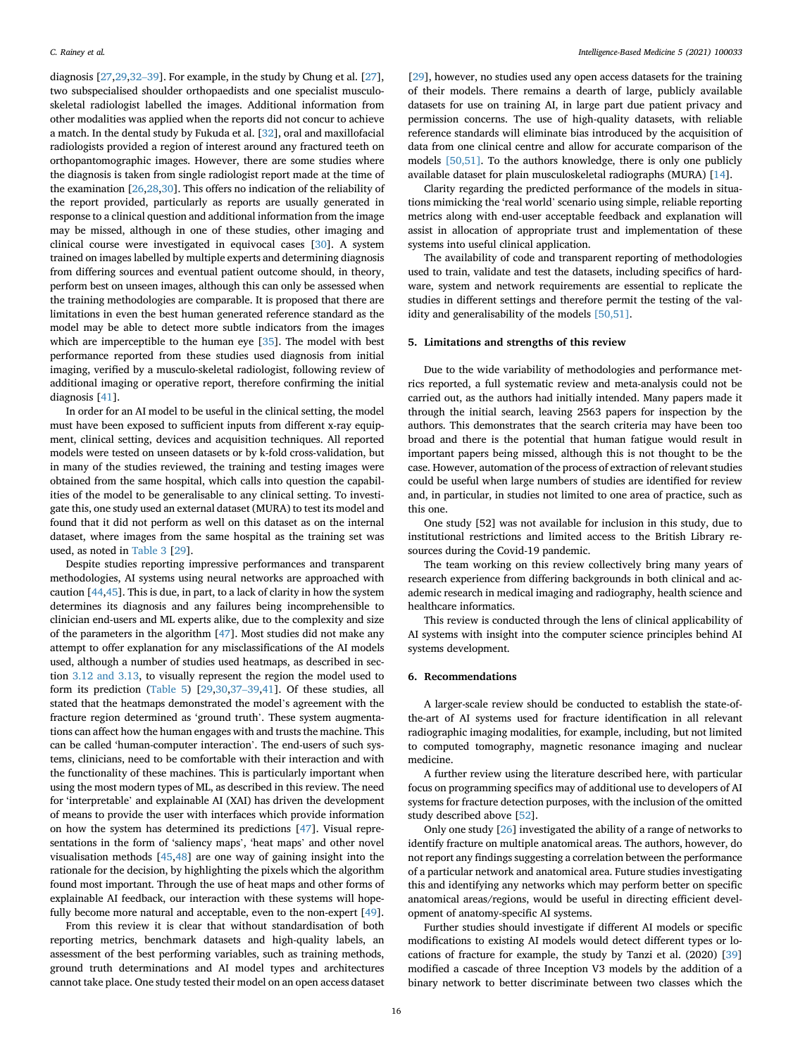diagnosis [27,29,32–39]. For example, in the study by Chung et al. [27], two subspecialised shoulder orthopaedists and one specialist musculoskeletal radiologist labelled the images. Additional information from other modalities was applied when the reports did not concur to achieve a match. In the dental study by Fukuda et al. [32], oral and maxillofacial radiologists provided a region of interest around any fractured teeth on orthopantomographic images. However, there are some studies where the diagnosis is taken from single radiologist report made at the time of the examination [26,28,30]. This offers no indication of the reliability of the report provided, particularly as reports are usually generated in response to a clinical question and additional information from the image may be missed, although in one of these studies, other imaging and clinical course were investigated in equivocal cases [30]. A system trained on images labelled by multiple experts and determining diagnosis from differing sources and eventual patient outcome should, in theory, perform best on unseen images, although this can only be assessed when the training methodologies are comparable. It is proposed that there are limitations in even the best human generated reference standard as the model may be able to detect more subtle indicators from the images which are imperceptible to the human eye [35]. The model with best performance reported from these studies used diagnosis from initial imaging, verified by a musculo-skeletal radiologist, following review of additional imaging or operative report, therefore confirming the initial diagnosis [41].

In order for an AI model to be useful in the clinical setting, the model must have been exposed to sufficient inputs from different x-ray equipment, clinical setting, devices and acquisition techniques. All reported models were tested on unseen datasets or by k-fold cross-validation, but in many of the studies reviewed, the training and testing images were obtained from the same hospital, which calls into question the capabilities of the model to be generalisable to any clinical setting. To investigate this, one study used an external dataset (MURA) to test its model and found that it did not perform as well on this dataset as on the internal dataset, where images from the same hospital as the training set was used, as noted in Table 3 [29].

Despite studies reporting impressive performances and transparent methodologies, AI systems using neural networks are approached with caution [44,45]. This is due, in part, to a lack of clarity in how the system determines its diagnosis and any failures being incomprehensible to clinician end-users and ML experts alike, due to the complexity and size of the parameters in the algorithm [47]. Most studies did not make any attempt to offer explanation for any misclassifications of the AI models used, although a number of studies used heatmaps, as described in section 3.12 and 3.13, to visually represent the region the model used to form its prediction (Table 5) [29,30,37–39,41]. Of these studies, all stated that the heatmaps demonstrated the model's agreement with the fracture region determined as 'ground truth'. These system augmentations can affect how the human engages with and trusts the machine. This can be called 'human-computer interaction'. The end-users of such systems, clinicians, need to be comfortable with their interaction and with the functionality of these machines. This is particularly important when using the most modern types of ML, as described in this review. The need for 'interpretable' and explainable AI (XAI) has driven the development of means to provide the user with interfaces which provide information on how the system has determined its predictions [47]. Visual representations in the form of 'saliency maps', 'heat maps' and other novel visualisation methods [45,48] are one way of gaining insight into the rationale for the decision, by highlighting the pixels which the algorithm found most important. Through the use of heat maps and other forms of explainable AI feedback, our interaction with these systems will hopefully become more natural and acceptable, even to the non-expert [49].

From this review it is clear that without standardisation of both reporting metrics, benchmark datasets and high-quality labels, an assessment of the best performing variables, such as training methods, ground truth determinations and AI model types and architectures cannot take place. One study tested their model on an open access dataset [29], however, no studies used any open access datasets for the training of their models. There remains a dearth of large, publicly available datasets for use on training AI, in large part due patient privacy and permission concerns. The use of high-quality datasets, with reliable reference standards will eliminate bias introduced by the acquisition of data from one clinical centre and allow for accurate comparison of the models [50,51]. To the authors knowledge, there is only one publicly available dataset for plain musculoskeletal radiographs (MURA) [14].

Clarity regarding the predicted performance of the models in situations mimicking the 'real world' scenario using simple, reliable reporting metrics along with end-user acceptable feedback and explanation will assist in allocation of appropriate trust and implementation of these systems into useful clinical application.

The availability of code and transparent reporting of methodologies used to train, validate and test the datasets, including specifics of hardware, system and network requirements are essential to replicate the studies in different settings and therefore permit the testing of the validity and generalisability of the models [50,51].

## 5. Limitations and strengths of this review

Due to the wide variability of methodologies and performance metrics reported, a full systematic review and meta-analysis could not be carried out, as the authors had initially intended. Many papers made it through the initial search, leaving 2563 papers for inspection by the authors. This demonstrates that the search criteria may have been too broad and there is the potential that human fatigue would result in important papers being missed, although this is not thought to be the case. However, automation of the process of extraction of relevant studies could be useful when large numbers of studies are identified for review and, in particular, in studies not limited to one area of practice, such as this one.

One study [52] was not available for inclusion in this study, due to institutional restrictions and limited access to the British Library resources during the Covid-19 pandemic.

The team working on this review collectively bring many years of research experience from differing backgrounds in both clinical and academic research in medical imaging and radiography, health science and healthcare informatics.

This review is conducted through the lens of clinical applicability of AI systems with insight into the computer science principles behind AI systems development.

## 6. Recommendations

A larger-scale review should be conducted to establish the state-of-the-art of AI systems used for fracture identification in all relevant radiographic imaging modalities, for example, including, but not limited to computed tomography, magnetic resonance imaging and nuclear medicine.

A further review using the literature described here, with particular focus on programming specifics may of additional use to developers of AI systems for fracture detection purposes, with the inclusion of the omitted study described above [52].

Only one study [26] investigated the ability of a range of networks to identify fracture on multiple anatomical areas. The authors, however, do not report any findings suggesting a correlation between the performance of a particular network and anatomical area. Future studies investigating this and identifying any networks which may perform better on specific anatomical areas/regions, would be useful in directing efficient development of anatomy-specific AI systems.

Further studies should investigate if different AI models or specific modifications to existing AI models would detect different types or locations of fracture for example, the study by Tanzi et al. (2020) [39] modified a cascade of three Inception V3 models by the addition of a binary network to better discriminate between two classes which the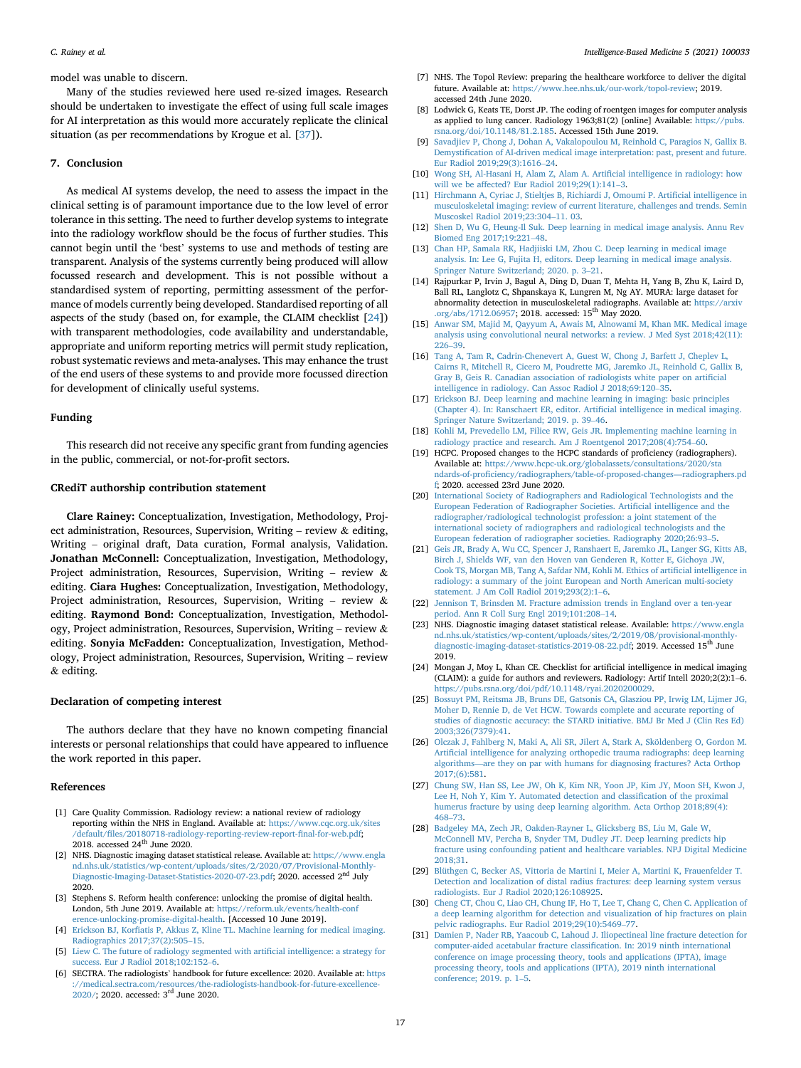model was unable to discern.

Many of the studies reviewed here used re-sized images. Research should be undertaken to investigate the effect of using full scale images for AI interpretation as this would more accurately replicate the clinical situation (as per recommendations by Krogue et al. [37]).

## 7. Conclusion

As medical AI systems develop, the need to assess the impact in the clinical setting is of paramount importance due to the low level of error tolerance in this setting. The need to further develop systems to integrate into the radiology workflow should be the focus of further studies. This cannot begin until the 'best' systems to use and methods of testing are transparent. Analysis of the systems currently being produced will allow focussed research and development. This is not possible without a standardised system of reporting, permitting assessment of the performance of models currently being developed. Standardised reporting of all aspects of the study (based on, for example, the CLAIM checklist [24]) with transparent methodologies, code availability and understandable, appropriate and uniform reporting metrics will permit study replication, robust systematic reviews and meta-analyses. This may enhance the trust of the end users of these systems to and provide more focussed direction for development of clinically useful systems.

## Funding

This research did not receive any specific grant from funding agencies in the public, commercial, or not-for-profit sectors.

## CRediT authorship contribution statement

**Clare Rainey:** Conceptualization, Investigation, Methodology, Project administration, Resources, Supervision, Writing – review & editing, Writing – original draft, Data curation, Formal analysis, Validation. **Jonathan McConnell:** Conceptualization, Investigation, Methodology, Project administration, Resources, Supervision, Writing – review & editing. **Ciara Hughes:** Conceptualization, Investigation, Methodology, Project administration, Resources, Supervision, Writing – review & editing. **Raymond Bond:** Conceptualization, Investigation, Methodology, Project administration, Resources, Supervision, Writing – review & editing. **Sonyia McFadden:** Conceptualization, Investigation, Methodology, Project administration, Resources, Supervision, Writing – review & editing.

## Declaration of competing interest

The authors declare that they have no known competing financial interests or personal relationships that could have appeared to influence the work reported in this paper.

## References

[1] Care Quality Commission. Radiology review: a national review of radiology reporting within the NHS in England. Available at: https://www.cqc.org.uk/sites/default/files/20180718-radiology-reporting-review-report-final-for-web.pdf; 2018. accessed 24th June 2020.

[2] NHS. Diagnostic imaging dataset statistical release. Available at: https://www.england.nhs.uk/statistics/wp-content/uploads/sites/2/2020/07/Provisional-Monthly-Diagnostic-Imaging-Dataset-Statistics-2020-07-23.pdf; 2020. accessed 2nd July 2020.

[3] Stephens S. Reform health conference: unlocking the promise of digital health. London, 5th June 2019. Available at: https://reform.uk/events/health-conference-unlocking-promise-digital-health. [Accessed 10 June 2019].

[4] Erickson BJ, Korfiatis P, Akkus Z, Kline TL. Machine learning for medical imaging. Radiographics 2017;37(2):505–15.

[5] Liew C. The future of radiology segmented with artificial intelligence: a strategy for success. Eur J Radiol 2018;102:152–6.

[6] SECTRA. The radiologists' handbook for future excellence: 2020. Available at: https://medical.sectra.com/resources/the-radiologists-handbook-for-future-excellence-2020/; 2020. accessed: 3rd June 2020.

[7] NHS. The Topol Review: preparing the healthcare workforce to deliver the digital future. Available at: https://www.hee.nhs.uk/our-work/topol-review; 2019. accessed 24th June 2020.

[8] Lodwick G, Keats TE, Dorst JP. The coding of roentgen images for computer analysis as applied to lung cancer. Radiology 1963;81(2) [online] Available: https://pubs.rsna.org/doi/10.1148/81.2.185. Accessed 15th June 2019.

[9] Savadjiev P, Chong J, Dohan A, Vakalopoulou M, Reinhold C, Paragios N, Gallix B. Demystification of AI-driven medical image interpretation: past, present and future. Eur Radiol 2019;29(3):1616–24.

[10] Wong SH, Al-Hasani H, Alam Z, Alam A. Artificial intelligence in radiology: how will we be affected? Eur Radiol 2019;29(1):141–3.

[11] Hirchmann A, Cyriac J, Stieltjes B, Richiardi J, Omoumi P. Artificial intelligence in musculoskeletal imaging: review of current literature, challenges and trends. Semin Muscoskel Radiol 2019;23:304–11. 03.

[12] Shen D, Wu G, Heung-Il Suk. Deep learning in medical image analysis. Annu Rev Biomed Eng 2017;19:221–48.

[13] Chan HP, Samala RK, Hadjiiski LM, Zhou C. Deep learning in medical image analysis. In: Lee G, Fujita H, editors. Deep learning in medical image analysis. Springer Nature Switzerland; 2020. p. 3–21.

[14] Rajpurkar P, Irvin J, Bagul A, Ding D, Duan T, Mehta H, Yang B, Zhu K, Laird D, Ball RL, Langlotz C, Shpanskaya K, Lungren M, Ng AY. MURA: large dataset for abnormality detection in musculoskeletal radiographs. Available at: https://arxiv.org/abs/1712.06957; 2018. accessed: 15th May 2020.

[15] Anwar SM, Majid M, Qayyum A, Awais M, Alnowami M, Khan MK. Medical image analysis using convolutional neural networks: a review. J Med Syst 2018;42(11):226–39.

[16] Tang A, Tam R, Cadrin-Chenevert A, Guest W, Chong J, Barfett J, Cheplev L, Cairns R, Mitchell R, Cicero M, Poudrette MG, Jaremko JL, Reinhold C, Gallix B, Gray B, Geis R. Canadian association of radiologists white paper on artificial intelligence in radiology. Can Assoc Radiol J 2018;69:120–35.

[17] Erickson BJ. Deep learning and machine learning in imaging: basic principles (Chapter 4). In: Ranschaert ER, editor. Artificial intelligence in medical imaging. Springer Nature Switzerland; 2019. p. 39–46.

[18] Kohli M, Prevedello LM, Filice RW, Geis JR. Implementing machine learning in radiology practice and research. Am J Roentgenol 2017;208(4):754–60.

[19] HCPC. Proposed changes to the HCPC standards of proficiency (radiographers). Available at: https://www.hcpc-uk.org/globalassets/consultations/2020/standards-of-proficiency/radiographers/table-of-proposed-changes—radiographers.pdf; 2020. accessed 23rd June 2020.

[20] International Society of Radiographers and Radiological Technologists and the European Federation of Radiographer Societies. Artificial intelligence and the radiographer/radiological technologist profession: a joint statement of the international society of radiographers and radiological technologists and the European federation of radiographer societies. Radiography 2020;26:93–5.

[21] Geis JR, Brady A, Wu CC, Spencer J, Ranshaert E, Jaremko JL, Langer SG, Kitts AB, Birch J, Shields WF, van den Hoven van Genderen R, Kotter E, Gichoya JW, Cook TS, Morgan MB, Tang A, Safdar NM, Kohli M. Ethics of artificial intelligence in radiology: a summary of the joint European and North American multi-society statement. J Am Coll Radiol 2019;293(2):1–6.

[22] Jennison T, Brinsden M. Fracture admission trends in England over a ten-year period. Ann R Coll Surg Engl 2019;101:208–14.

[23] NHS. Diagnostic imaging dataset statistical release. Available: https://www.england.nhs.uk/statistics/wp-content/uploads/sites/2/2019/08/provisional-monthly-diagnostic-imaging-dataset-statistics-2019-08-22.pdf; 2019. Accessed 15th June 2019.

[24] Mongan J, Moy L, Khan CE. Checklist for artificial intelligence in medical imaging (CLAIM): a guide for authors and reviewers. Radiology: Artif Intell 2020;2(2):1–6. https://pubs.rsna.org/doi/pdf/10.1148/ryai.2020200029.

[25] Bossuyt PM, Reitsma JB, Bruns DE, Gatsonis CA, Glasziou PP, Irwig LM, Lijmer JG, Moher D, Rennie D, de Vet HCW. Towards complete and accurate reporting of studies of diagnostic accuracy: the STARD initiative. BMJ Br Med J (Clin Res Ed) 2003;326(7379):41.

[26] Olczak J, Fahlberg N, Maki A, Ali SR, Jilert A, Stark A, Sköldenberg O, Gordon M. Artificial intelligence for analyzing orthopedic trauma radiographs: deep learning algorithms—are they on par with humans for diagnosing fractures? Acta Orthop 2017;(6):581.

[27] Chung SW, Han SS, Lee JW, Oh K, Kim NR, Yoon JP, Kim JY, Moon SH, Kwon J, Lee H, Noh Y, Kim Y. Automated detection and classification of the proximal humerus fracture by using deep learning algorithm. Acta Orthop 2018;89(4):468–73.

[28] Badgeley MA, Zech JR, Oakden-Rayner L, Glicksberg BS, Liu M, Gale W, McConnell MV, Percha B, Snyder TM, Dudley JT. Deep learning predicts hip fracture using confounding patient and healthcare variables. NPJ Digital Medicine 2018;31.

[29] Blüthgen C, Becker AS, Vittoria de Martini I, Meier A, Martini K, Frauenfelder T. Detection and localization of distal radius fractures: deep learning system versus radiologists. Eur J Radiol 2020;126:108925.

[30] Cheng CT, Chou C, Liao CH, Chung IF, Ho T, Lee T, Chang C, Chen C. Application of a deep learning algorithm for detection and visualization of hip fractures on plain pelvic radiographs. Eur Radiol 2019;29(10):5469–77.

[31] Damien P, Nader RB, Yaacoub C, Lahoud J. Iliopectineal line fracture detection for computer-aided acetabular fracture classification. In: 2019 ninth international conference on image processing theory, tools and applications (IPTA), image processing theory, tools and applications (IPTA), 2019 ninth international conference; 2019. p. 1–5.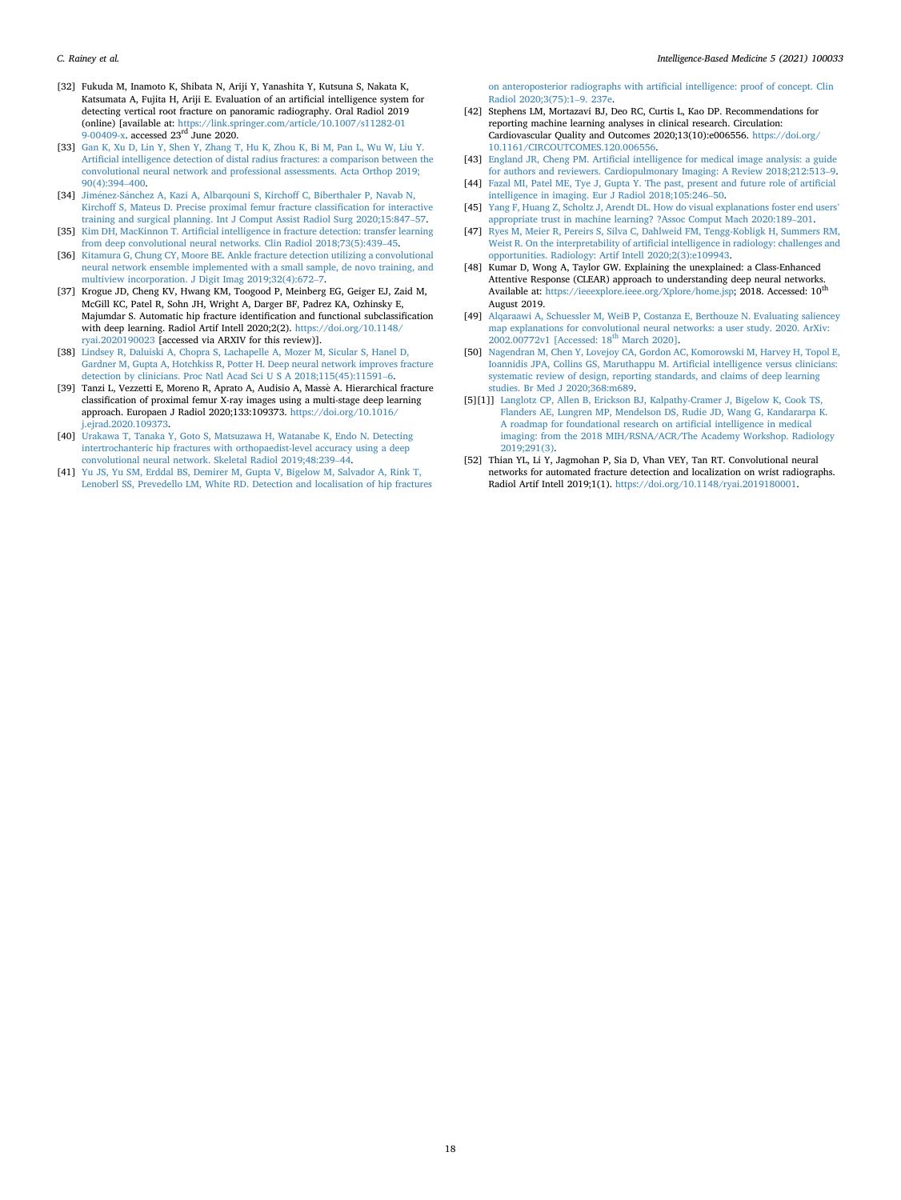[32] Fukuda M, Inamoto K, Shibata N, Ariji Y, Yanashita Y, Kutsuna S, Nakata K, Katsumata A, Fujita H, Ariji E. Evaluation of an artificial intelligence system for detecting vertical root fracture on panoramic radiography. Oral Radiol 2019 (online) [available at: https://link.springer.com/article/10.1007/s11282-019-00409-x. accessed 23rd June 2020.

[33] Gan K, Xu D, Lin Y, Shen Y, Zhang T, Hu K, Zhou K, Bi M, Pan L, Wu W, Liu Y. Artificial intelligence detection of distal radius fractures: a comparison between the convolutional neural network and professional assessments. Acta Orthop 2019; 90(4):394–400.

[34] Jiménez-Sánchez A, Kazi A, Albarqouni S, Kirchoff C, Biberthaler P, Navab N, Kirchoff S, Mateus D. Precise proximal femur fracture classification for interactive training and surgical planning. Int J Comput Assist Radiol Surg 2020;15:847–57.

[35] Kim DH, MacKinnon T. Artificial intelligence in fracture detection: transfer learning from deep convolutional neural networks. Clin Radiol 2018;73(5):439–45.

[36] Kitamura G, Chung CY, Moore BE. Ankle fracture detection utilizing a convolutional neural network ensemble implemented with a small sample, de novo training, and multiview incorporation. J Digit Imag 2019;32(4):672–7.

[37] Krogue JD, Cheng KV, Hwang KM, Toogood P, Meinberg EG, Geiger EJ, Zaid M, McGill KC, Patel R, Sohn JH, Wright A, Darger BF, Padrez KA, Ozhinsky E, Majumdar S. Automatic hip fracture identification and functional subclassification with deep learning. Radiol Artif Intell 2020;2(2). https://doi.org/10.1148/ryai.2020190023 [accessed via ARXIV for this review)].

[38] Lindsey R, Daluiski A, Chopra S, Lachapelle A, Mozer M, Sicular S, Hanel D, Gardner M, Gupta A, Hotchkiss R, Potter H. Deep neural network improves fracture detection by clinicians. Proc Natl Acad Sci U S A 2018;115(45):11591–6.

[39] Tanzi L, Vezzetti E, Moreno R, Aprato A, Audisio A, Massè A. Hierarchical fracture classification of proximal femur X-ray images using a multi-stage deep learning approach. Europaen J Radiol 2020;133:109373. https://doi.org/10.1016/j.ejrad.2020.109373.

[40] Urakawa T, Tanaka Y, Goto S, Matsuzawa H, Watanabe K, Endo N. Detecting intertrochanteric hip fractures with orthopaedist-level accuracy using a deep convolutional neural network. Skeletal Radiol 2019;48:239–44.

[41] Yu JS, Yu SM, Erddal BS, Demirer M, Gupta V, Bigelow M, Salvador A, Rink T, Lenoberl SS, Prevedello LM, White RD. Detection and localisation of hip fractures on anteroposterior radiographs with artificial intelligence: proof of concept. Clin Radiol 2020;3(75):1–9. 237e.

[42] Stephens LM, Mortazavi BJ, Deo RC, Curtis L, Kao DP. Recommendations for reporting machine learning analyses in clinical research. Circulation: Cardiovascular Quality and Outcomes 2020;13(10):e006556. https://doi.org/10.1161/CIRCOUTCOMES.120.006556.

[43] England JR, Cheng PM. Artificial intelligence for medical image analysis: a guide for authors and reviewers. Cardiopulmonary Imaging: A Review 2018;212:513–9.

[44] Fazal MI, Patel ME, Tye J, Gupta Y. The past, present and future role of artificial intelligence in imaging. Eur J Radiol 2018;105:246–50.

[45] Yang F, Huang Z, Scholtz J, Arendt DL. How do visual explanations foster end users' appropriate trust in machine learning? ?Assoc Comput Mach 2020:189–201.

[47] Ryes M, Meier R, Pereirs S, Silva C, Dahlweid FM, Tengg-Kobligk H, Summers RM, Weist R. On the interpretability of artificial intelligence in radiology: challenges and opportunities. Radiology: Artif Intell 2020;2(3):e109943.

[48] Kumar D, Wong A, Taylor GW. Explaining the unexplained: a Class-Enhanced Attentive Response (CLEAR) approach to understanding deep neural networks. Available at: https://ieeexplore.ieee.org/Xplore/home.jsp; 2018. Accessed: 10th August 2019.

[49] Alqaraawi A, Schuessler M, WeiB P, Costanza E, Berthouze N. Evaluating saliencey map explanations for convolutional neural networks: a user study. 2020. ArXiv: 2002.00772v1 [Accessed: 18th March 2020].

[50] Nagendran M, Chen Y, Lovejoy CA, Gordon AC, Komorowski M, Harvey H, Topol E, Ioannidis JPA, Collins GS, Maruthappu M. Artificial intelligence versus clinicians: systematic review of design, reporting standards, and claims of deep learning studies. Br Med J 2020;368:m689.

[5][1]] Langlotz CP, Allen B, Erickson BJ, Kalpathy-Cramer J, Bigelow K, Cook TS, Flanders AE, Lungren MP, Mendelson DS, Rudie JD, Wang G, Kandararpa K. A roadmap for foundational research on artificial intelligence in medical imaging: from the 2018 MIH/RSNA/ACR/The Academy Workshop. Radiology 2019;291(3).

[52] Thian YL, Li Y, Jagmohan P, Sia D, Vhan VEY, Tan RT. Convolutional neural networks for automated fracture detection and localization on wrist radiographs. Radiol Artif Intell 2019;1(1). https://doi.org/10.1148/ryai.2019180001.